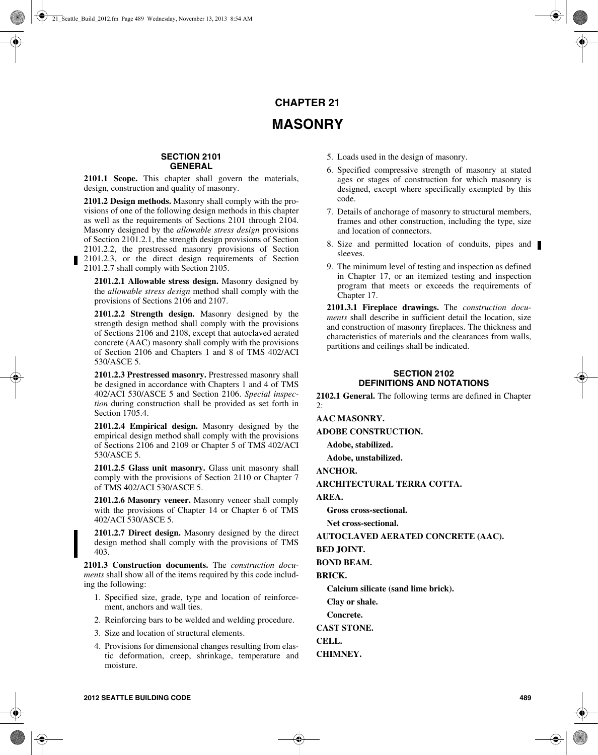# CHAPTER 21

# MASONRY

## SECTION 2101 GENERAL

**2101.1 Scope.** This chapter shall govern the materials, design, construction and quality of masonry.

**2101.2 Design methods.** Masonry shall comply with the provisions of one of the following design methods in this chapter as well as the requirements of Sections 2101 through 2104. Masonry designed by the *allowable stress design* provisions of Section 2101.2.1, the strength design provisions of Section 2101.2.2, the prestressed masonry provisions of Section 2101.2.3, or the direct design requirements of Section 2101.2.7 shall comply with Section 2105.

**2101.2.1 Allowable stress design.** Masonry designed by the *allowable stress design* method shall comply with the provisions of Sections 2106 and 2107.

**2101.2.2 Strength design.** Masonry designed by the strength design method shall comply with the provisions of Sections 2106 and 2108, except that autoclaved aerated concrete (AAC) masonry shall comply with the provisions of Section 2106 and Chapters 1 and 8 of TMS 402/ACI 530/ASCE 5.

**2101.2.3 Prestressed masonry.** Prestressed masonry shall be designed in accordance with Chapters 1 and 4 of TMS 402/ACI 530/ASCE 5 and Section 2106. *Special inspection* during construction shall be provided as set forth in Section 1705.4.

**2101.2.4 Empirical design.** Masonry designed by the empirical design method shall comply with the provisions of Sections 2106 and 2109 or Chapter 5 of TMS 402/ACI 530/ASCE 5.

**2101.2.5 Glass unit masonry.** Glass unit masonry shall comply with the provisions of Section 2110 or Chapter 7 of TMS 402/ACI 530/ASCE 5.

**2101.2.6 Masonry veneer.** Masonry veneer shall comply with the provisions of Chapter 14 or Chapter 6 of TMS 402/ACI 530/ASCE 5.

**2101.2.7 Direct design.** Masonry designed by the direct design method shall comply with the provisions of TMS 403.

**2101.3 Construction documents.** The *construction documents* shall show all of the items required by this code including the following:

1. Specified size, grade, type and location of reinforcement, anchors and wall ties.
2. Reinforcing bars to be welded and welding procedure.
3. Size and location of structural elements.
4. Provisions for dimensional changes resulting from elastic deformation, creep, shrinkage, temperature and moisture.
5. Loads used in the design of masonry.
6. Specified compressive strength of masonry at stated ages or stages of construction for which masonry is designed, except where specifically exempted by this code.
7. Details of anchorage of masonry to structural members, frames and other construction, including the type, size and location of connectors.
8. Size and permitted location of conduits, pipes and sleeves.
9. The minimum level of testing and inspection as defined in Chapter 17, or an itemized testing and inspection program that meets or exceeds the requirements of Chapter 17.

**2101.3.1 Fireplace drawings.** The *construction documents* shall describe in sufficient detail the location, size and construction of masonry fireplaces. The thickness and characteristics of materials and the clearances from walls, partitions and ceilings shall be indicated.

## SECTION 2102 DEFINITIONS AND NOTATIONS

**2102.1 General.** The following terms are defined in Chapter 2:

**AAC MASONRY.**

**ADOBE CONSTRUCTION.**

**Adobe, stabilized.**

**Adobe, unstabilized.**

**ANCHOR.**

**ARCHITECTURAL TERRA COTTA.**

**AREA.**

**Gross cross-sectional.**

**Net cross-sectional.**

**AUTOCLAVED AERATED CONCRETE (AAC).**

**BED JOINT.**

**BOND BEAM.**

**BRICK.**

**Calcium silicate (sand lime brick).**

**Clay or shale.**

**Concrete.**

**CAST STONE.**

**CELL.**

**CHIMNEY.**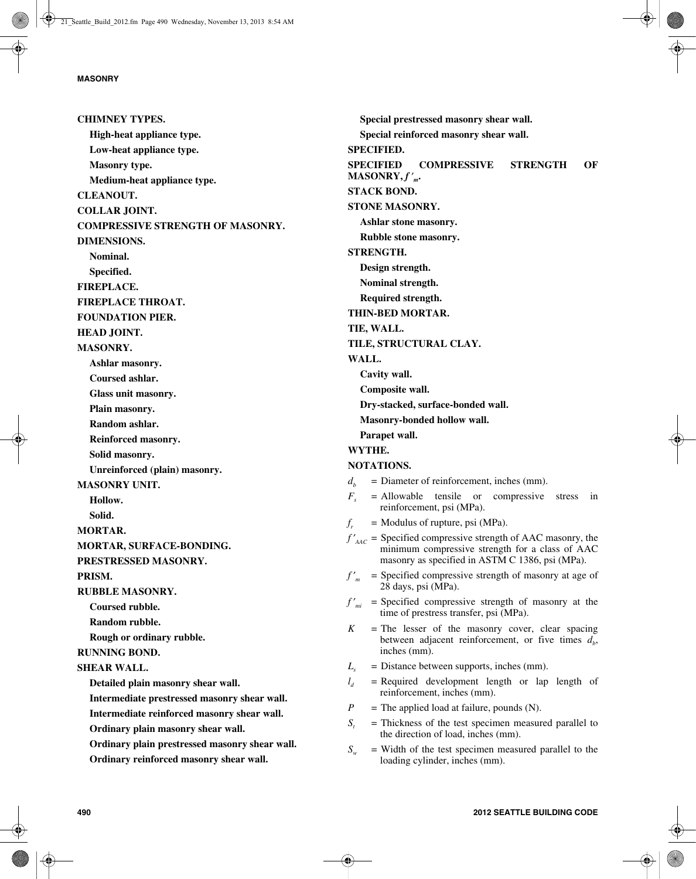**CHIMNEY TYPES.**

**High-heat appliance type.**

**Low-heat appliance type.**

**Masonry type.**

**Medium-heat appliance type.**

**CLEANOUT.**

**COLLAR JOINT.**

**COMPRESSIVE STRENGTH OF MASONRY.**

**DIMENSIONS.**

**Nominal.**

**Specified.**

**FIREPLACE.**

**FIREPLACE THROAT.**

**FOUNDATION PIER.**

**HEAD JOINT.**

**MASONRY.**

**Ashlar masonry.**

**Coursed ashlar.**

**Glass unit masonry.**

**Plain masonry.**

**Random ashlar.**

**Reinforced masonry.**

**Solid masonry.**

**Unreinforced (plain) masonry.**

**MASONRY UNIT.**

**Hollow.**

**Solid.**

**MORTAR.**

**MORTAR, SURFACE-BONDING.**

**PRESTRESSED MASONRY.**

**PRISM.**

**RUBBLE MASONRY.**

**Coursed rubble.**

**Random rubble.**

**Rough or ordinary rubble.**

**RUNNING BOND.**

**SHEAR WALL.**

**Detailed plain masonry shear wall.**

**Intermediate prestressed masonry shear wall.**

**Intermediate reinforced masonry shear wall.**

**Ordinary plain masonry shear wall.**

**Ordinary plain prestressed masonry shear wall.**

**Ordinary reinforced masonry shear wall.**

**Special prestressed masonry shear wall.**

**Special reinforced masonry shear wall.**

**SPECIFIED.**

**SPECIFIED COMPRESSIVE STRENGTH OF MASONRY, $f'_m$.**

**STACK BOND.**

**STONE MASONRY.**

**Ashlar stone masonry.**

**Rubble stone masonry.**

**STRENGTH.**

**Design strength.**

**Nominal strength.**

**Required strength.**

**THIN-BED MORTAR.**

**TIE, WALL.**

**TILE, STRUCTURAL CLAY.**

**WALL.**

**Cavity wall.**

**Composite wall.**

**Dry-stacked, surface-bonded wall.**

**Masonry-bonded hollow wall.**

**Parapet wall.**

**WYTHE.**

**NOTATIONS.**

$d_b$ = Diameter of reinforcement, inches (mm).

$F_s$ = Allowable tensile or compressive stress in reinforcement, psi (MPa).

$f_r$ = Modulus of rupture, psi (MPa).

$f'_{AAC}$ = Specified compressive strength of AAC masonry, the minimum compressive strength for a class of AAC masonry as specified in ASTM C 1386, psi (MPa).

$f'_m$ = Specified compressive strength of masonry at age of 28 days, psi (MPa).

$f'_{mi}$ = Specified compressive strength of masonry at the time of prestress transfer, psi (MPa).

$K$ = The lesser of the masonry cover, clear spacing between adjacent reinforcement, or five times $d_b$, inches (mm).

$L_s$ = Distance between supports, inches (mm).

$l_d$ = Required development length or lap length of reinforcement, inches (mm).

$P$ = The applied load at failure, pounds (N).

$S_t$ = Thickness of the test specimen measured parallel to the direction of load, inches (mm).

$S_w$ = Width of the test specimen measured parallel to the loading cylinder, inches (mm).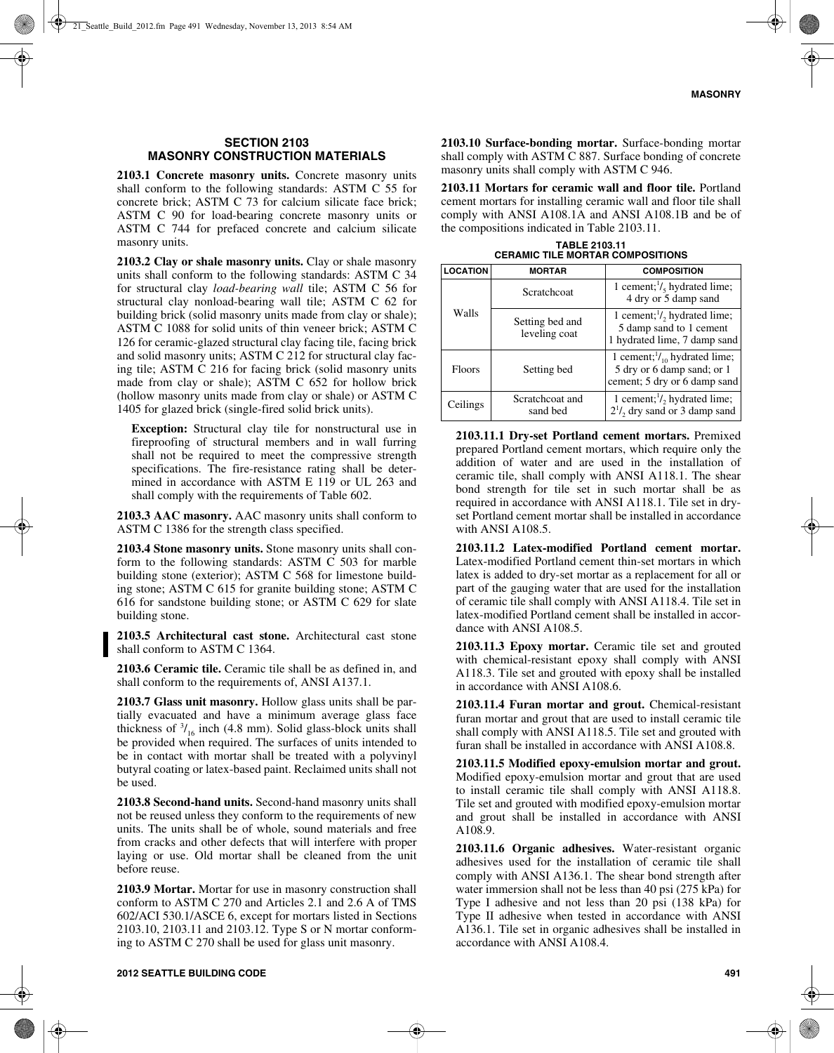## SECTION 2103
## MASONRY CONSTRUCTION MATERIALS

**2103.1 Concrete masonry units.** Concrete masonry units shall conform to the following standards: ASTM C 55 for concrete brick; ASTM C 73 for calcium silicate face brick; ASTM C 90 for load-bearing concrete masonry units or ASTM C 744 for prefaced concrete and calcium silicate masonry units.

**2103.2 Clay or shale masonry units.** Clay or shale masonry units shall conform to the following standards: ASTM C 34 for structural clay *load-bearing wall* tile; ASTM C 56 for structural clay nonload-bearing wall tile; ASTM C 62 for building brick (solid masonry units made from clay or shale); ASTM C 1088 for solid units of thin veneer brick; ASTM C 126 for ceramic-glazed structural clay facing tile, facing brick and solid masonry units; ASTM C 212 for structural clay facing tile; ASTM C 216 for facing brick (solid masonry units made from clay or shale); ASTM C 652 for hollow brick (hollow masonry units made from clay or shale) or ASTM C 1405 for glazed brick (single-fired solid brick units).

> **Exception:** Structural clay tile for nonstructural use in fireproofing of structural members and in wall furring shall not be required to meet the compressive strength specifications. The fire-resistance rating shall be determined in accordance with ASTM E 119 or UL 263 and shall comply with the requirements of Table 602.

**2103.3 AAC masonry.** AAC masonry units shall conform to ASTM C 1386 for the strength class specified.

**2103.4 Stone masonry units.** Stone masonry units shall conform to the following standards: ASTM C 503 for marble building stone (exterior); ASTM C 568 for limestone building stone; ASTM C 615 for granite building stone; ASTM C 616 for sandstone building stone; or ASTM C 629 for slate building stone.

**2103.5 Architectural cast stone.** Architectural cast stone shall conform to ASTM C 1364.

**2103.6 Ceramic tile.** Ceramic tile shall be as defined in, and shall conform to the requirements of, ANSI A137.1.

**2103.7 Glass unit masonry.** Hollow glass units shall be partially evacuated and have a minimum average glass face thickness of $^{3}/_{16}$ inch (4.8 mm). Solid glass-block units shall be provided when required. The surfaces of units intended to be in contact with mortar shall be treated with a polyvinyl butyral coating or latex-based paint. Reclaimed units shall not be used.

**2103.8 Second-hand units.** Second-hand masonry units shall not be reused unless they conform to the requirements of new units. The units shall be of whole, sound materials and free from cracks and other defects that will interfere with proper laying or use. Old mortar shall be cleaned from the unit before reuse.

**2103.9 Mortar.** Mortar for use in masonry construction shall conform to ASTM C 270 and Articles 2.1 and 2.6 A of TMS 602/ACI 530.1/ASCE 6, except for mortars listed in Sections 2103.10, 2103.11 and 2103.12. Type S or N mortar conforming to ASTM C 270 shall be used for glass unit masonry.

**2103.10 Surface-bonding mortar.** Surface-bonding mortar shall comply with ASTM C 887. Surface bonding of concrete masonry units shall comply with ASTM C 946.

**2103.11 Mortars for ceramic wall and floor tile.** Portland cement mortars for installing ceramic wall and floor tile shall comply with ANSI A108.1A and ANSI A108.1B and be of the compositions indicated in Table 2103.11.

**TABLE 2103.11**
**CERAMIC TILE MORTAR COMPOSITIONS**

| LOCATION | MORTAR | COMPOSITION |
|---|---|---|
| Walls | Scratchcoat | 1 cement; $^{1}/_{5}$ hydrated lime; 4 dry or 5 damp sand |
| | Setting bed and leveling coat | 1 cement; $^{1}/_{2}$ hydrated lime; 5 damp sand to 1 cement 1 hydrated lime, 7 damp sand |
| Floors | Setting bed | 1 cement; $^{1}/_{10}$ hydrated lime; 5 dry or 6 damp sand; or 1 cement; 5 dry or 6 damp sand |
| Ceilings | Scratchcoat and sand bed | 1 cement; $^{1}/_{2}$ hydrated lime; $2^{1}/_{2}$ dry sand or 3 damp sand |

**2103.11.1 Dry-set Portland cement mortars.** Premixed prepared Portland cement mortars, which require only the addition of water and are used in the installation of ceramic tile, shall comply with ANSI A118.1. The shear bond strength for tile set in such mortar shall be as required in accordance with ANSI A118.1. Tile set in dry-set Portland cement mortar shall be installed in accordance with ANSI A108.5.

**2103.11.2 Latex-modified Portland cement mortar.** Latex-modified Portland cement thin-set mortars in which latex is added to dry-set mortar as a replacement for all or part of the gauging water that are used for the installation of ceramic tile shall comply with ANSI A118.4. Tile set in latex-modified Portland cement shall be installed in accordance with ANSI A108.5.

**2103.11.3 Epoxy mortar.** Ceramic tile set and grouted with chemical-resistant epoxy shall comply with ANSI A118.3. Tile set and grouted with epoxy shall be installed in accordance with ANSI A108.6.

**2103.11.4 Furan mortar and grout.** Chemical-resistant furan mortar and grout that are used to install ceramic tile shall comply with ANSI A118.5. Tile set and grouted with furan shall be installed in accordance with ANSI A108.8.

**2103.11.5 Modified epoxy-emulsion mortar and grout.** Modified epoxy-emulsion mortar and grout that are used to install ceramic tile shall comply with ANSI A118.8. Tile set and grouted with modified epoxy-emulsion mortar and grout shall be installed in accordance with ANSI A108.9.

**2103.11.6 Organic adhesives.** Water-resistant organic adhesives used for the installation of ceramic tile shall comply with ANSI A136.1. The shear bond strength after water immersion shall not be less than 40 psi (275 kPa) for Type I adhesive and not less than 20 psi (138 kPa) for Type II adhesive when tested in accordance with ANSI A136.1. Tile set in organic adhesives shall be installed in accordance with ANSI A108.4.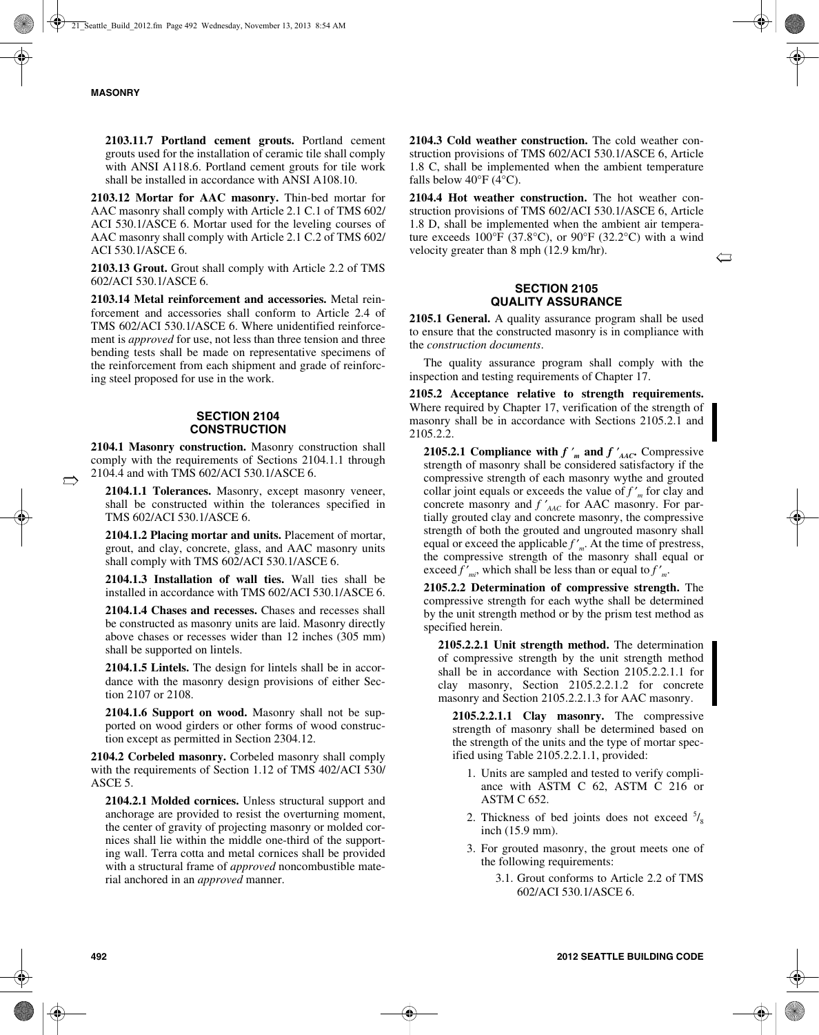**2103.11.7 Portland cement grouts.** Portland cement grouts used for the installation of ceramic tile shall comply with ANSI A118.6. Portland cement grouts for tile work shall be installed in accordance with ANSI A108.10.

**2103.12 Mortar for AAC masonry.** Thin-bed mortar for AAC masonry shall comply with Article 2.1 C.1 of TMS 602/ACI 530.1/ASCE 6. Mortar used for the leveling courses of AAC masonry shall comply with Article 2.1 C.2 of TMS 602/ACI 530.1/ASCE 6.

**2103.13 Grout.** Grout shall comply with Article 2.2 of TMS 602/ACI 530.1/ASCE 6.

**2103.14 Metal reinforcement and accessories.** Metal reinforcement and accessories shall conform to Article 2.4 of TMS 602/ACI 530.1/ASCE 6. Where unidentified reinforcement is *approved* for use, not less than three tension and three bending tests shall be made on representative specimens of the reinforcement from each shipment and grade of reinforcing steel proposed for use in the work.

## SECTION 2104 CONSTRUCTION

**2104.1 Masonry construction.** Masonry construction shall comply with the requirements of Sections 2104.1.1 through 2104.4 and with TMS 602/ACI 530.1/ASCE 6.

**2104.1.1 Tolerances.** Masonry, except masonry veneer, shall be constructed within the tolerances specified in TMS 602/ACI 530.1/ASCE 6.

**2104.1.2 Placing mortar and units.** Placement of mortar, grout, and clay, concrete, glass, and AAC masonry units shall comply with TMS 602/ACI 530.1/ASCE 6.

**2104.1.3 Installation of wall ties.** Wall ties shall be installed in accordance with TMS 602/ACI 530.1/ASCE 6.

**2104.1.4 Chases and recesses.** Chases and recesses shall be constructed as masonry units are laid. Masonry directly above chases or recesses wider than 12 inches (305 mm) shall be supported on lintels.

**2104.1.5 Lintels.** The design for lintels shall be in accordance with the masonry design provisions of either Section 2107 or 2108.

**2104.1.6 Support on wood.** Masonry shall not be supported on wood girders or other forms of wood construction except as permitted in Section 2304.12.

**2104.2 Corbeled masonry.** Corbeled masonry shall comply with the requirements of Section 1.12 of TMS 402/ACI 530/ASCE 5.

**2104.2.1 Molded cornices.** Unless structural support and anchorage are provided to resist the overturning moment, the center of gravity of projecting masonry or molded cornices shall lie within the middle one-third of the supporting wall. Terra cotta and metal cornices shall be provided with a structural frame of *approved* noncombustible material anchored in an *approved* manner.

**2104.3 Cold weather construction.** The cold weather construction provisions of TMS 602/ACI 530.1/ASCE 6, Article 1.8 C, shall be implemented when the ambient temperature falls below 40°F (4°C).

**2104.4 Hot weather construction.** The hot weather construction provisions of TMS 602/ACI 530.1/ASCE 6, Article 1.8 D, shall be implemented when the ambient air temperature exceeds 100°F (37.8°C), or 90°F (32.2°C) with a wind velocity greater than 8 mph (12.9 km/hr).

## SECTION 2105 QUALITY ASSURANCE

**2105.1 General.** A quality assurance program shall be used to ensure that the constructed masonry is in compliance with the *construction documents*.

The quality assurance program shall comply with the inspection and testing requirements of Chapter 17.

**2105.2 Acceptance relative to strength requirements.** Where required by Chapter 17, verification of the strength of masonry shall be in accordance with Sections 2105.2.1 and 2105.2.2.

**2105.2.1 Compliance with $f'_m$ and $f'_{AAC}$.** Compressive strength of masonry shall be considered satisfactory if the compressive strength of each masonry wythe and grouted collar joint equals or exceeds the value of $f'_m$ for clay and concrete masonry and $f'_{AAC}$ for AAC masonry. For partially grouted clay and concrete masonry, the compressive strength of both the grouted and ungrouted masonry shall equal or exceed the applicable $f'_m$. At the time of prestress, the compressive strength of the masonry shall equal or exceed $f'_{mi}$, which shall be less than or equal to $f'_m$.

**2105.2.2 Determination of compressive strength.** The compressive strength for each wythe shall be determined by the unit strength method or by the prism test method as specified herein.

**2105.2.2.1 Unit strength method.** The determination of compressive strength by the unit strength method shall be in accordance with Section 2105.2.2.1.1 for clay masonry, Section 2105.2.2.1.2 for concrete masonry and Section 2105.2.2.1.3 for AAC masonry.

**2105.2.2.1.1 Clay masonry.** The compressive strength of masonry shall be determined based on the strength of the units and the type of mortar specified using Table 2105.2.2.1.1, provided:

1. Units are sampled and tested to verify compliance with ASTM C 62, ASTM C 216 or ASTM C 652.
2. Thickness of bed joints does not exceed $^5/_8$ inch (15.9 mm).
3. For grouted masonry, the grout meets one of the following requirements:
   - 3.1. Grout conforms to Article 2.2 of TMS 602/ACI 530.1/ASCE 6.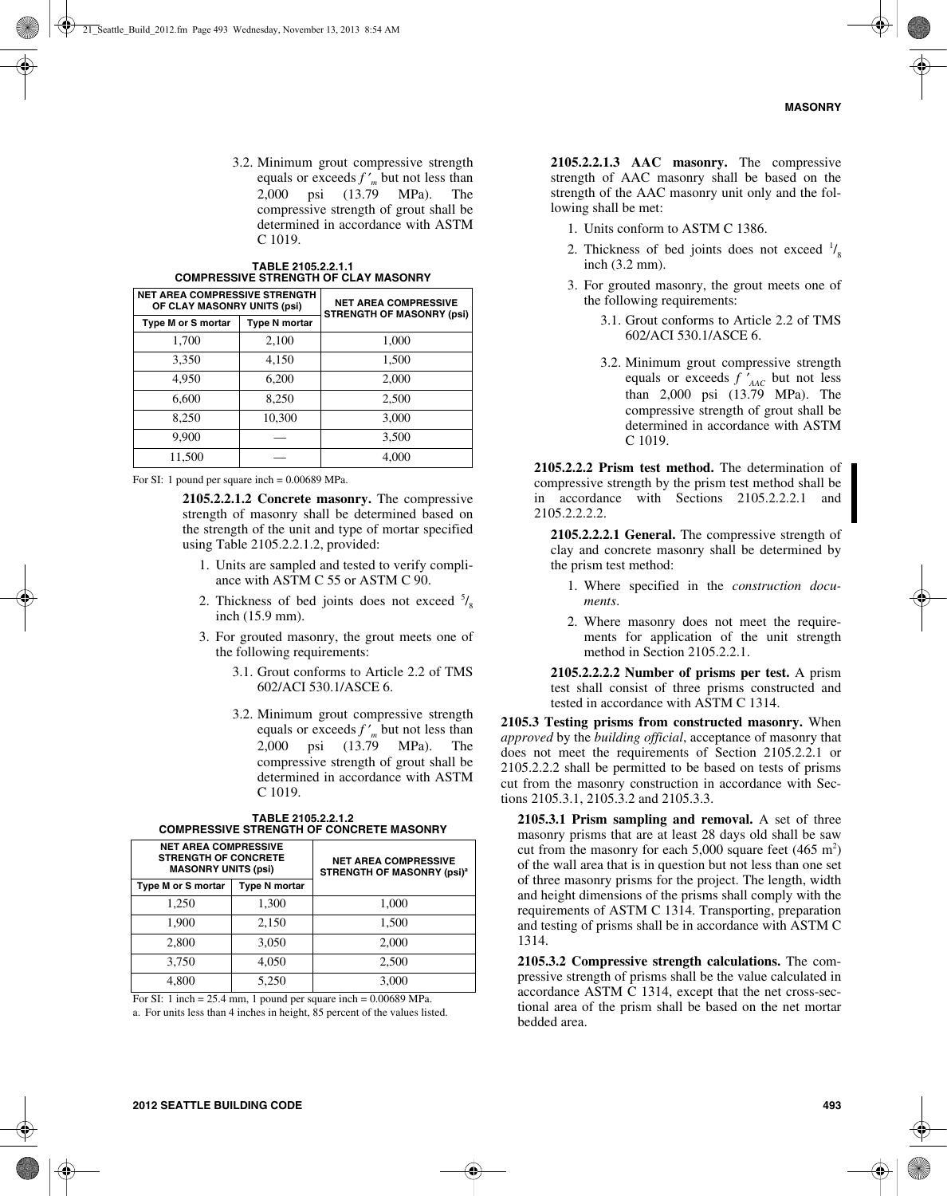3.2. Minimum grout compressive strength equals or exceeds $f'_m$ but not less than 2,000 psi (13.79 MPa). The compressive strength of grout shall be determined in accordance with ASTM C 1019.

**TABLE 2105.2.2.1.1**
**COMPRESSIVE STRENGTH OF CLAY MASONRY**

| NET AREA COMPRESSIVE STRENGTH OF CLAY MASONRY UNITS (psi) | | NET AREA COMPRESSIVE STRENGTH OF MASONRY (psi) |
|---|---|---|
| Type M or S mortar | Type N mortar | |
| 1,700 | 2,100 | 1,000 |
| 3,350 | 4,150 | 1,500 |
| 4,950 | 6,200 | 2,000 |
| 6,600 | 8,250 | 2,500 |
| 8,250 | 10,300 | 3,000 |
| 9,900 | — | 3,500 |
| 11,500 | — | 4,000 |

For SI: 1 pound per square inch = 0.00689 MPa.

**2105.2.2.1.2 Concrete masonry.** The compressive strength of masonry shall be determined based on the strength of the unit and type of mortar specified using Table 2105.2.2.1.2, provided:

1. Units are sampled and tested to verify compliance with ASTM C 55 or ASTM C 90.
2. Thickness of bed joints does not exceed $^5/_8$ inch (15.9 mm).
3. For grouted masonry, the grout meets one of the following requirements:
   - 3.1. Grout conforms to Article 2.2 of TMS 602/ACI 530.1/ASCE 6.
   - 3.2. Minimum grout compressive strength equals or exceeds $f'_m$ but not less than 2,000 psi (13.79 MPa). The compressive strength of grout shall be determined in accordance with ASTM C 1019.

**TABLE 2105.2.2.1.2**
**COMPRESSIVE STRENGTH OF CONCRETE MASONRY**

| NET AREA COMPRESSIVE STRENGTH OF CONCRETE MASONRY UNITS (psi) | | NET AREA COMPRESSIVE STRENGTH OF MASONRY (psi)[a] |
|---|---|---|
| Type M or S mortar | Type N mortar | |
| 1,250 | 1,300 | 1,000 |
| 1,900 | 2,150 | 1,500 |
| 2,800 | 3,050 | 2,000 |
| 3,750 | 4,050 | 2,500 |
| 4,800 | 5,250 | 3,000 |

For SI: 1 inch = 25.4 mm, 1 pound per square inch = 0.00689 MPa.

a. For units less than 4 inches in height, 85 percent of the values listed.

**2105.2.2.1.3 AAC masonry.** The compressive strength of AAC masonry shall be based on the strength of the AAC masonry unit only and the following shall be met:

1. Units conform to ASTM C 1386.
2. Thickness of bed joints does not exceed $^1/_8$ inch (3.2 mm).
3. For grouted masonry, the grout meets one of the following requirements:
   - 3.1. Grout conforms to Article 2.2 of TMS 602/ACI 530.1/ASCE 6.
   - 3.2. Minimum grout compressive strength equals or exceeds $f'_{AAC}$ but not less than 2,000 psi (13.79 MPa). The compressive strength of grout shall be determined in accordance with ASTM C 1019.

**2105.2.2.2 Prism test method.** The determination of compressive strength by the prism test method shall be in accordance with Sections 2105.2.2.2.1 and 2105.2.2.2.2.

**2105.2.2.2.1 General.** The compressive strength of clay and concrete masonry shall be determined by the prism test method:

1. Where specified in the *construction documents*.
2. Where masonry does not meet the requirements for application of the unit strength method in Section 2105.2.2.1.

**2105.2.2.2.2 Number of prisms per test.** A prism test shall consist of three prisms constructed and tested in accordance with ASTM C 1314.

**2105.3 Testing prisms from constructed masonry.** When *approved* by the *building official*, acceptance of masonry that does not meet the requirements of Section 2105.2.2.1 or 2105.2.2.2 shall be permitted to be based on tests of prisms cut from the masonry construction in accordance with Sections 2105.3.1, 2105.3.2 and 2105.3.3.

**2105.3.1 Prism sampling and removal.** A set of three masonry prisms that are at least 28 days old shall be saw cut from the masonry for each 5,000 square feet (465 m$^2$) of the wall area that is in question but not less than one set of three masonry prisms for the project. The length, width and height dimensions of the prisms shall comply with the requirements of ASTM C 1314. Transporting, preparation and testing of prisms shall be in accordance with ASTM C 1314.

**2105.3.2 Compressive strength calculations.** The compressive strength of prisms shall be the value calculated in accordance ASTM C 1314, except that the net cross-sectional area of the prism shall be based on the net mortar bedded area.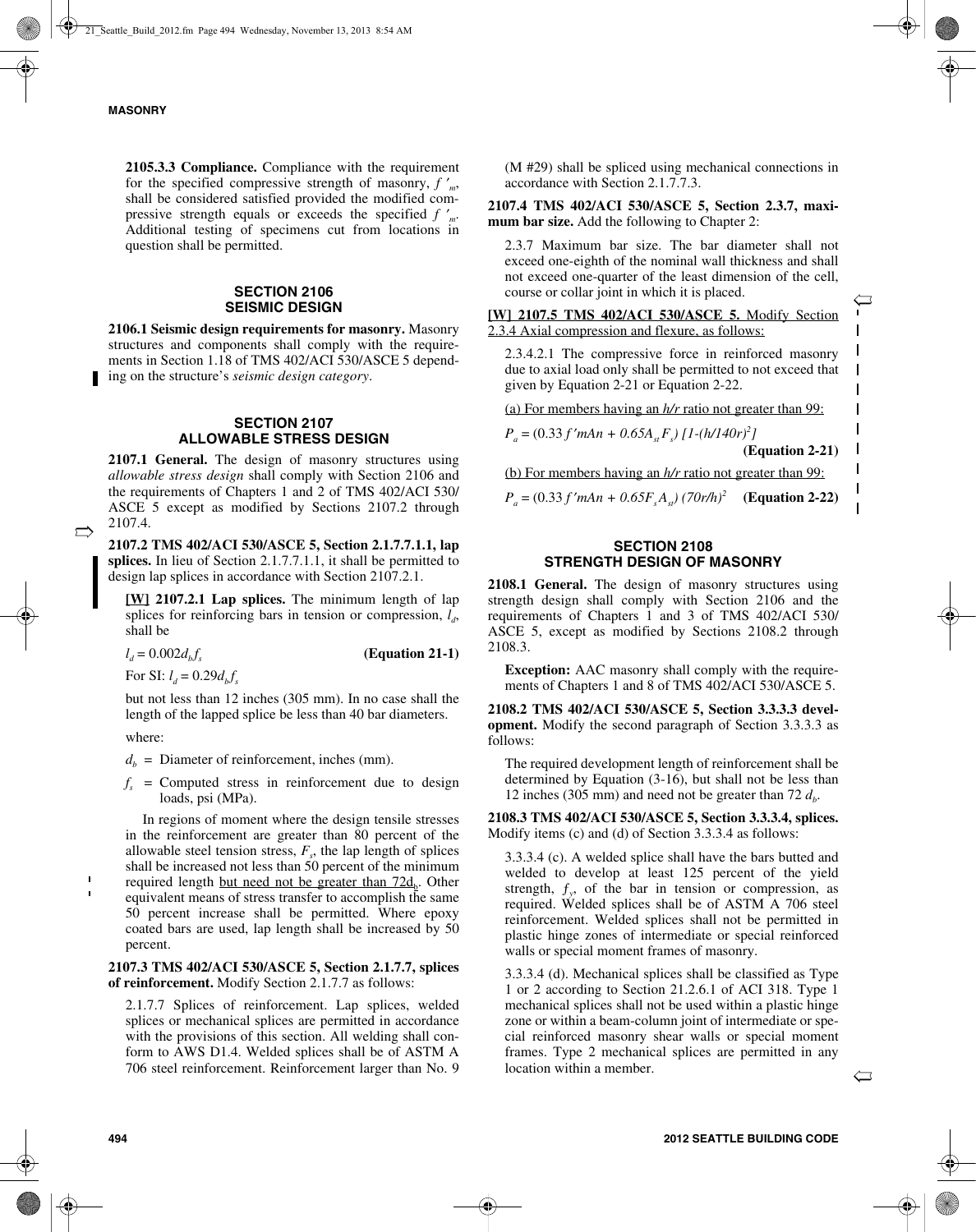**2105.3.3 Compliance.** Compliance with the requirement for the specified compressive strength of masonry, $f'_m$, shall be considered satisfied provided the modified compressive strength equals or exceeds the specified $f'_m$. Additional testing of specimens cut from locations in question shall be permitted.

## SECTION 2106 SEISMIC DESIGN

**2106.1 Seismic design requirements for masonry.** Masonry structures and components shall comply with the requirements in Section 1.18 of TMS 402/ACI 530/ASCE 5 depending on the structure's *seismic design category*.

## SECTION 2107 ALLOWABLE STRESS DESIGN

**2107.1 General.** The design of masonry structures using *allowable stress design* shall comply with Section 2106 and the requirements of Chapters 1 and 2 of TMS 402/ACI 530/ASCE 5 except as modified by Sections 2107.2 through 2107.4.

**2107.2 TMS 402/ACI 530/ASCE 5, Section 2.1.7.7.1.1, lap splices.** In lieu of Section 2.1.7.7.1.1, it shall be permitted to design lap splices in accordance with Section 2107.2.1.

**[W] 2107.2.1 Lap splices.** The minimum length of lap splices for reinforcing bars in tension or compression, $l_d$, shall be

$$l_d = 0.002 d_b f_s \qquad \textbf{(Equation 21-1)}$$

For SI: $l_d = 0.29 d_b f_s$

but not less than 12 inches (305 mm). In no case shall the length of the lapped splice be less than 40 bar diameters.

where:

$d_b$ = Diameter of reinforcement, inches (mm).

$f_s$ = Computed stress in reinforcement due to design loads, psi (MPa).

In regions of moment where the design tensile stresses in the reinforcement are greater than 80 percent of the allowable steel tension stress, $F_s$, the lap length of splices shall be increased not less than 50 percent of the minimum required length but need not be greater than $72d_b$. Other equivalent means of stress transfer to accomplish the same 50 percent increase shall be permitted. Where epoxy coated bars are used, lap length shall be increased by 50 percent.

**2107.3 TMS 402/ACI 530/ASCE 5, Section 2.1.7.7, splices of reinforcement.** Modify Section 2.1.7.7 as follows:

2.1.7.7 Splices of reinforcement. Lap splices, welded splices or mechanical splices are permitted in accordance with the provisions of this section. All welding shall conform to AWS D1.4. Welded splices shall be of ASTM A 706 steel reinforcement. Reinforcement larger than No. 9 (M #29) shall be spliced using mechanical connections in accordance with Section 2.1.7.7.3.

**2107.4 TMS 402/ACI 530/ASCE 5, Section 2.3.7, maximum bar size.** Add the following to Chapter 2:

2.3.7 Maximum bar size. The bar diameter shall not exceed one-eighth of the nominal wall thickness and shall not exceed one-quarter of the least dimension of the cell, course or collar joint in which it is placed.

**[W] 2107.5 TMS 402/ACI 530/ASCE 5.** Modify Section 2.3.4 Axial compression and flexure, as follows:

2.3.4.2.1 The compressive force in reinforced masonry due to axial load only shall be permitted to not exceed that given by Equation 2-21 or Equation 2-22.

(a) For members having an $h/r$ ratio not greater than 99:

$$P_a = (0.33 f'mAn + 0.65A_{st}F_s)\,[1-(h/140r)^2] \qquad \textbf{(Equation 2-21)}$$

(b) For members having an $h/r$ ratio not greater than 99:

$$P_a = (0.33 f'mAn + 0.65F_sA_{st})\,(70r/h)^2 \qquad \textbf{(Equation 2-22)}$$

## SECTION 2108 STRENGTH DESIGN OF MASONRY

**2108.1 General.** The design of masonry structures using strength design shall comply with Section 2106 and the requirements of Chapters 1 and 3 of TMS 402/ACI 530/ASCE 5, except as modified by Sections 2108.2 through 2108.3.

**Exception:** AAC masonry shall comply with the requirements of Chapters 1 and 8 of TMS 402/ACI 530/ASCE 5.

**2108.2 TMS 402/ACI 530/ASCE 5, Section 3.3.3.3 development.** Modify the second paragraph of Section 3.3.3.3 as follows:

The required development length of reinforcement shall be determined by Equation (3-16), but shall not be less than 12 inches (305 mm) and need not be greater than 72 $d_b$.

**2108.3 TMS 402/ACI 530/ASCE 5, Section 3.3.3.4, splices.** Modify items (c) and (d) of Section 3.3.3.4 as follows:

3.3.3.4 (c). A welded splice shall have the bars butted and welded to develop at least 125 percent of the yield strength, $f_y$, of the bar in tension or compression, as required. Welded splices shall be of ASTM A 706 steel reinforcement. Welded splices shall not be permitted in plastic hinge zones of intermediate or special reinforced walls or special moment frames of masonry.

3.3.3.4 (d). Mechanical splices shall be classified as Type 1 or 2 according to Section 21.2.6.1 of ACI 318. Type 1 mechanical splices shall not be used within a plastic hinge zone or within a beam-column joint of intermediate or special reinforced masonry shear walls or special moment frames. Type 2 mechanical splices are permitted in any location within a member.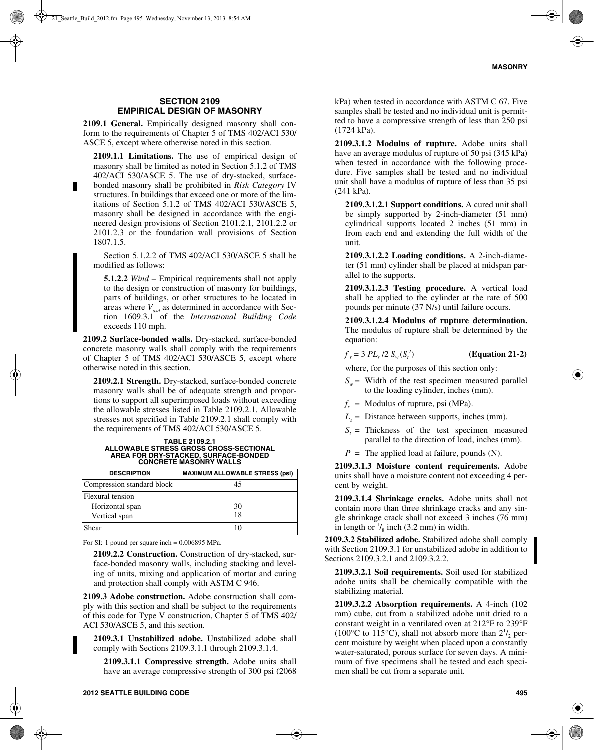## SECTION 2109 EMPIRICAL DESIGN OF MASONRY

**2109.1 General.** Empirically designed masonry shall conform to the requirements of Chapter 5 of TMS 402/ACI 530/ASCE 5, except where otherwise noted in this section.

**2109.1.1 Limitations.** The use of empirical design of masonry shall be limited as noted in Section 5.1.2 of TMS 402/ACI 530/ASCE 5. The use of dry-stacked, surface-bonded masonry shall be prohibited in *Risk Category* IV structures. In buildings that exceed one or more of the limitations of Section 5.1.2 of TMS 402/ACI 530/ASCE 5, masonry shall be designed in accordance with the engineered design provisions of Section 2101.2.1, 2101.2.2 or 2101.2.3 or the foundation wall provisions of Section 1807.1.5.

Section 5.1.2.2 of TMS 402/ACI 530/ASCE 5 shall be modified as follows:

**5.1.2.2** *Wind* – Empirical requirements shall not apply to the design or construction of masonry for buildings, parts of buildings, or other structures to be located in areas where $V_{asd}$ as determined in accordance with Section 1609.3.1 of the *International Building Code* exceeds 110 mph.

**2109.2 Surface-bonded walls.** Dry-stacked, surface-bonded concrete masonry walls shall comply with the requirements of Chapter 5 of TMS 402/ACI 530/ASCE 5, except where otherwise noted in this section.

**2109.2.1 Strength.** Dry-stacked, surface-bonded concrete masonry walls shall be of adequate strength and proportions to support all superimposed loads without exceeding the allowable stresses listed in Table 2109.2.1. Allowable stresses not specified in Table 2109.2.1 shall comply with the requirements of TMS 402/ACI 530/ASCE 5.

**TABLE 2109.2.1**
**ALLOWABLE STRESS GROSS CROSS-SECTIONAL AREA FOR DRY-STACKED, SURFACE-BONDED CONCRETE MASONRY WALLS**

| DESCRIPTION | MAXIMUM ALLOWABLE STRESS (psi) |
|---|---|
| Compression standard block | 45 |
| Flexural tension | |
| Horizontal span | 30 |
| Vertical span | 18 |
| Shear | 10 |

For SI: 1 pound per square inch = 0.006895 MPa.

**2109.2.2 Construction.** Construction of dry-stacked, surface-bonded masonry walls, including stacking and leveling of units, mixing and application of mortar and curing and protection shall comply with ASTM C 946.

**2109.3 Adobe construction.** Adobe construction shall comply with this section and shall be subject to the requirements of this code for Type V construction, Chapter 5 of TMS 402/ACI 530/ASCE 5, and this section.

**2109.3.1 Unstabilized adobe.** Unstabilized adobe shall comply with Sections 2109.3.1.1 through 2109.3.1.4.

**2109.3.1.1 Compressive strength.** Adobe units shall have an average compressive strength of 300 psi (2068 kPa) when tested in accordance with ASTM C 67. Five samples shall be tested and no individual unit is permitted to have a compressive strength of less than 250 psi (1724 kPa).

**2109.3.1.2 Modulus of rupture.** Adobe units shall have an average modulus of rupture of 50 psi (345 kPa) when tested in accordance with the following procedure. Five samples shall be tested and no individual unit shall have a modulus of rupture of less than 35 psi (241 kPa).

**2109.3.1.2.1 Support conditions.** A cured unit shall be simply supported by 2-inch-diameter (51 mm) cylindrical supports located 2 inches (51 mm) in from each end and extending the full width of the unit.

**2109.3.1.2.2 Loading conditions.** A 2-inch-diameter (51 mm) cylinder shall be placed at midspan parallel to the supports.

**2109.3.1.2.3 Testing procedure.** A vertical load shall be applied to the cylinder at the rate of 500 pounds per minute (37 N/s) until failure occurs.

**2109.3.1.2.4 Modulus of rupture determination.** The modulus of rupture shall be determined by the equation:

$$f_r = 3\,PL_s / 2\,S_w\,(S_t^2) \qquad \textbf{(Equation 21-2)}$$

where, for the purposes of this section only:

$S_w$ = Width of the test specimen measured parallel to the loading cylinder, inches (mm).

$f_r$ = Modulus of rupture, psi (MPa).

$L_s$ = Distance between supports, inches (mm).

$S_t$ = Thickness of the test specimen measured parallel to the direction of load, inches (mm).

$P$ = The applied load at failure, pounds (N).

**2109.3.1.3 Moisture content requirements.** Adobe units shall have a moisture content not exceeding 4 percent by weight.

**2109.3.1.4 Shrinkage cracks.** Adobe units shall not contain more than three shrinkage cracks and any single shrinkage crack shall not exceed 3 inches (76 mm) in length or $^1/_8$ inch (3.2 mm) in width.

**2109.3.2 Stabilized adobe.** Stabilized adobe shall comply with Section 2109.3.1 for unstabilized adobe in addition to Sections 2109.3.2.1 and 2109.3.2.2.

**2109.3.2.1 Soil requirements.** Soil used for stabilized adobe units shall be chemically compatible with the stabilizing material.

**2109.3.2.2 Absorption requirements.** A 4-inch (102 mm) cube, cut from a stabilized adobe unit dried to a constant weight in a ventilated oven at 212°F to 239°F (100°C to 115°C), shall not absorb more than $2^1/_2$ percent moisture by weight when placed upon a constantly water-saturated, porous surface for seven days. A minimum of five specimens shall be tested and each specimen shall be cut from a separate unit.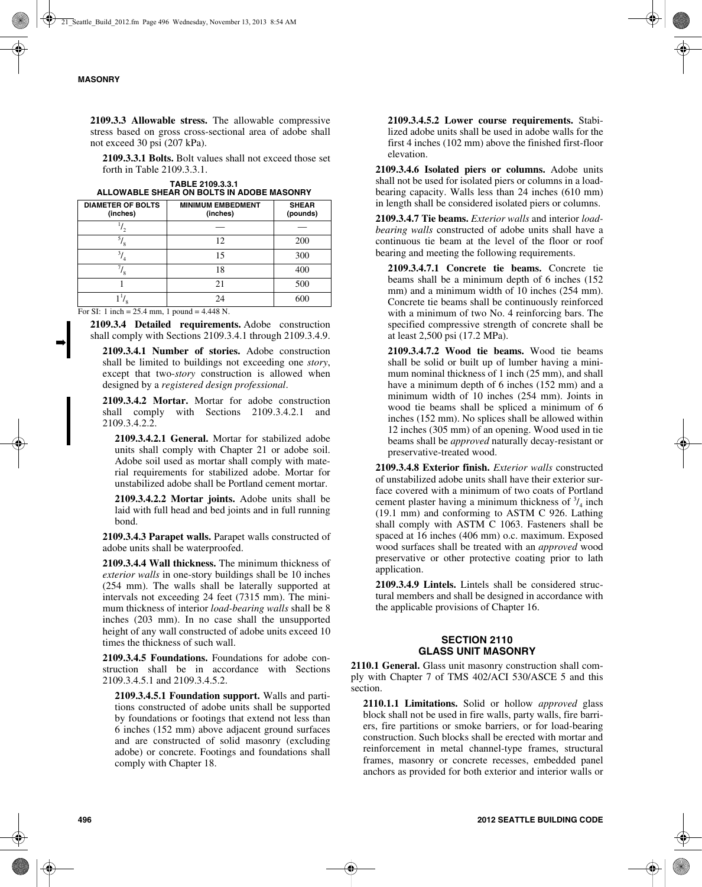**2109.3.3 Allowable stress.** The allowable compressive stress based on gross cross-sectional area of adobe shall not exceed 30 psi (207 kPa).

**2109.3.3.1 Bolts.** Bolt values shall not exceed those set forth in Table 2109.3.3.1.

**TABLE 2109.3.3.1**
**ALLOWABLE SHEAR ON BOLTS IN ADOBE MASONRY**

| DIAMETER OF BOLTS (inches) | MINIMUM EMBEDMENT (inches) | SHEAR (pounds) |
|---|---|---|
| $^1/_2$ | — | — |
| $^5/_8$ | 12 | 200 |
| $^3/_4$ | 15 | 300 |
| $^7/_8$ | 18 | 400 |
| 1 | 21 | 500 |
| $1^1/_8$ | 24 | 600 |

For SI: 1 inch = 25.4 mm, 1 pound = 4.448 N.

**2109.3.4 Detailed requirements.** Adobe construction shall comply with Sections 2109.3.4.1 through 2109.3.4.9.

**2109.3.4.1 Number of stories.** Adobe construction shall be limited to buildings not exceeding one *story*, except that two-*story* construction is allowed when designed by a *registered design professional*.

**2109.3.4.2 Mortar.** Mortar for adobe construction shall comply with Sections 2109.3.4.2.1 and 2109.3.4.2.2.

**2109.3.4.2.1 General.** Mortar for stabilized adobe units shall comply with Chapter 21 or adobe soil. Adobe soil used as mortar shall comply with material requirements for stabilized adobe. Mortar for unstabilized adobe shall be Portland cement mortar.

**2109.3.4.2.2 Mortar joints.** Adobe units shall be laid with full head and bed joints and in full running bond.

**2109.3.4.3 Parapet walls.** Parapet walls constructed of adobe units shall be waterproofed.

**2109.3.4.4 Wall thickness.** The minimum thickness of *exterior walls* in one-story buildings shall be 10 inches (254 mm). The walls shall be laterally supported at intervals not exceeding 24 feet (7315 mm). The minimum thickness of interior *load-bearing walls* shall be 8 inches (203 mm). In no case shall the unsupported height of any wall constructed of adobe units exceed 10 times the thickness of such wall.

**2109.3.4.5 Foundations.** Foundations for adobe construction shall be in accordance with Sections 2109.3.4.5.1 and 2109.3.4.5.2.

**2109.3.4.5.1 Foundation support.** Walls and partitions constructed of adobe units shall be supported by foundations or footings that extend not less than 6 inches (152 mm) above adjacent ground surfaces and are constructed of solid masonry (excluding adobe) or concrete. Footings and foundations shall comply with Chapter 18.

**2109.3.4.5.2 Lower course requirements.** Stabilized adobe units shall be used in adobe walls for the first 4 inches (102 mm) above the finished first-floor elevation.

**2109.3.4.6 Isolated piers or columns.** Adobe units shall not be used for isolated piers or columns in a load-bearing capacity. Walls less than 24 inches (610 mm) in length shall be considered isolated piers or columns.

**2109.3.4.7 Tie beams.** *Exterior walls* and interior *load-bearing walls* constructed of adobe units shall have a continuous tie beam at the level of the floor or roof bearing and meeting the following requirements.

**2109.3.4.7.1 Concrete tie beams.** Concrete tie beams shall be a minimum depth of 6 inches (152 mm) and a minimum width of 10 inches (254 mm). Concrete tie beams shall be continuously reinforced with a minimum of two No. 4 reinforcing bars. The specified compressive strength of concrete shall be at least 2,500 psi (17.2 MPa).

**2109.3.4.7.2 Wood tie beams.** Wood tie beams shall be solid or built up of lumber having a minimum nominal thickness of 1 inch (25 mm), and shall have a minimum depth of 6 inches (152 mm) and a minimum width of 10 inches (254 mm). Joints in wood tie beams shall be spliced a minimum of 6 inches (152 mm). No splices shall be allowed within 12 inches (305 mm) of an opening. Wood used in tie beams shall be *approved* naturally decay-resistant or preservative-treated wood.

**2109.3.4.8 Exterior finish.** *Exterior walls* constructed of unstabilized adobe units shall have their exterior surface covered with a minimum of two coats of Portland cement plaster having a minimum thickness of $^3/_4$ inch (19.1 mm) and conforming to ASTM C 926. Lathing shall comply with ASTM C 1063. Fasteners shall be spaced at 16 inches (406 mm) o.c. maximum. Exposed wood surfaces shall be treated with an *approved* wood preservative or other protective coating prior to lath application.

**2109.3.4.9 Lintels.** Lintels shall be considered structural members and shall be designed in accordance with the applicable provisions of Chapter 16.

## SECTION 2110
## GLASS UNIT MASONRY

**2110.1 General.** Glass unit masonry construction shall comply with Chapter 7 of TMS 402/ACI 530/ASCE 5 and this section.

**2110.1.1 Limitations.** Solid or hollow *approved* glass block shall not be used in fire walls, party walls, fire barriers, fire partitions or smoke barriers, or for load-bearing construction. Such blocks shall be erected with mortar and reinforcement in metal channel-type frames, structural frames, masonry or concrete recesses, embedded panel anchors as provided for both exterior and interior walls or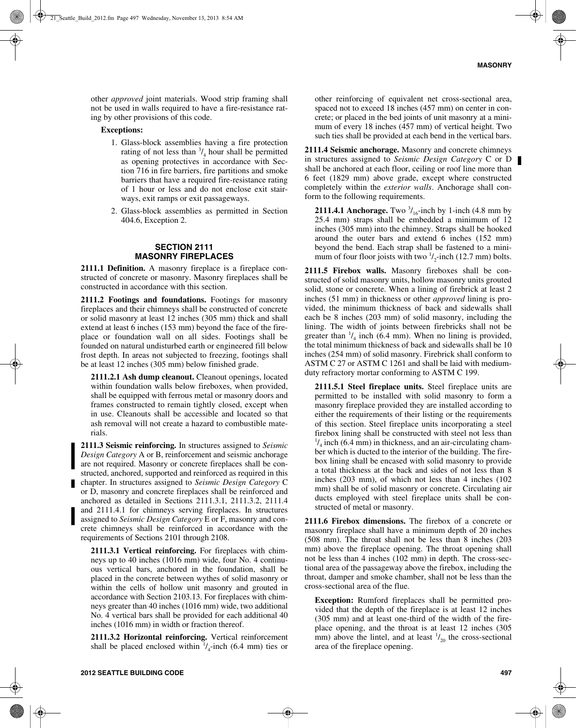other *approved* joint materials. Wood strip framing shall not be used in walls required to have a fire-resistance rating by other provisions of this code.

**Exceptions:**

1. Glass-block assemblies having a fire protection rating of not less than $^3/_4$ hour shall be permitted as opening protectives in accordance with Section 716 in fire barriers, fire partitions and smoke barriers that have a required fire-resistance rating of 1 hour or less and do not enclose exit stairways, exit ramps or exit passageways.
2. Glass-block assemblies as permitted in Section 404.6, Exception 2.

## SECTION 2111 MASONRY FIREPLACES

**2111.1 Definition.** A masonry fireplace is a fireplace constructed of concrete or masonry. Masonry fireplaces shall be constructed in accordance with this section.

**2111.2 Footings and foundations.** Footings for masonry fireplaces and their chimneys shall be constructed of concrete or solid masonry at least 12 inches (305 mm) thick and shall extend at least 6 inches (153 mm) beyond the face of the fireplace or foundation wall on all sides. Footings shall be founded on natural undisturbed earth or engineered fill below frost depth. In areas not subjected to freezing, footings shall be at least 12 inches (305 mm) below finished grade.

**2111.2.1 Ash dump cleanout.** Cleanout openings, located within foundation walls below fireboxes, when provided, shall be equipped with ferrous metal or masonry doors and frames constructed to remain tightly closed, except when in use. Cleanouts shall be accessible and located so that ash removal will not create a hazard to combustible materials.

**2111.3 Seismic reinforcing.** In structures assigned to *Seismic Design Category* A or B, reinforcement and seismic anchorage are not required. Masonry or concrete fireplaces shall be constructed, anchored, supported and reinforced as required in this chapter. In structures assigned to *Seismic Design Category* C or D, masonry and concrete fireplaces shall be reinforced and anchored as detailed in Sections 2111.3.1, 2111.3.2, 2111.4 and 2111.4.1 for chimneys serving fireplaces. In structures assigned to *Seismic Design Category* E or F, masonry and concrete chimneys shall be reinforced in accordance with the requirements of Sections 2101 through 2108.

**2111.3.1 Vertical reinforcing.** For fireplaces with chimneys up to 40 inches (1016 mm) wide, four No. 4 continuous vertical bars, anchored in the foundation, shall be placed in the concrete between wythes of solid masonry or within the cells of hollow unit masonry and grouted in accordance with Section 2103.13. For fireplaces with chimneys greater than 40 inches (1016 mm) wide, two additional No. 4 vertical bars shall be provided for each additional 40 inches (1016 mm) in width or fraction thereof.

**2111.3.2 Horizontal reinforcing.** Vertical reinforcement shall be placed enclosed within $^1/_4$-inch (6.4 mm) ties or other reinforcing of equivalent net cross-sectional area, spaced not to exceed 18 inches (457 mm) on center in concrete; or placed in the bed joints of unit masonry at a minimum of every 18 inches (457 mm) of vertical height. Two such ties shall be provided at each bend in the vertical bars.

**2111.4 Seismic anchorage.** Masonry and concrete chimneys in structures assigned to *Seismic Design Category* C or D shall be anchored at each floor, ceiling or roof line more than 6 feet (1829 mm) above grade, except where constructed completely within the *exterior walls*. Anchorage shall conform to the following requirements.

**2111.4.1 Anchorage.** Two $^3/_{16}$-inch by 1-inch (4.8 mm by 25.4 mm) straps shall be embedded a minimum of 12 inches (305 mm) into the chimney. Straps shall be hooked around the outer bars and extend 6 inches (152 mm) beyond the bend. Each strap shall be fastened to a minimum of four floor joists with two $^1/_2$-inch (12.7 mm) bolts.

**2111.5 Firebox walls.** Masonry fireboxes shall be constructed of solid masonry units, hollow masonry units grouted solid, stone or concrete. When a lining of firebrick at least 2 inches (51 mm) in thickness or other *approved* lining is provided, the minimum thickness of back and sidewalls shall each be 8 inches (203 mm) of solid masonry, including the lining. The width of joints between firebricks shall not be greater than $^1/_4$ inch (6.4 mm). When no lining is provided, the total minimum thickness of back and sidewalls shall be 10 inches (254 mm) of solid masonry. Firebrick shall conform to ASTM C 27 or ASTM C 1261 and shall be laid with medium-duty refractory mortar conforming to ASTM C 199.

**2111.5.1 Steel fireplace units.** Steel fireplace units are permitted to be installed with solid masonry to form a masonry fireplace provided they are installed according to either the requirements of their listing or the requirements of this section. Steel fireplace units incorporating a steel firebox lining shall be constructed with steel not less than $^1/_4$ inch (6.4 mm) in thickness, and an air-circulating chamber which is ducted to the interior of the building. The firebox lining shall be encased with solid masonry to provide a total thickness at the back and sides of not less than 8 inches (203 mm), of which not less than 4 inches (102 mm) shall be of solid masonry or concrete. Circulating air ducts employed with steel fireplace units shall be constructed of metal or masonry.

**2111.6 Firebox dimensions.** The firebox of a concrete or masonry fireplace shall have a minimum depth of 20 inches (508 mm). The throat shall not be less than 8 inches (203 mm) above the fireplace opening. The throat opening shall not be less than 4 inches (102 mm) in depth. The cross-sectional area of the passageway above the firebox, including the throat, damper and smoke chamber, shall not be less than the cross-sectional area of the flue.

**Exception:** Rumford fireplaces shall be permitted provided that the depth of the fireplace is at least 12 inches (305 mm) and at least one-third of the width of the fireplace opening, and the throat is at least 12 inches (305 mm) above the lintel, and at least $^1/_{20}$ the cross-sectional area of the fireplace opening.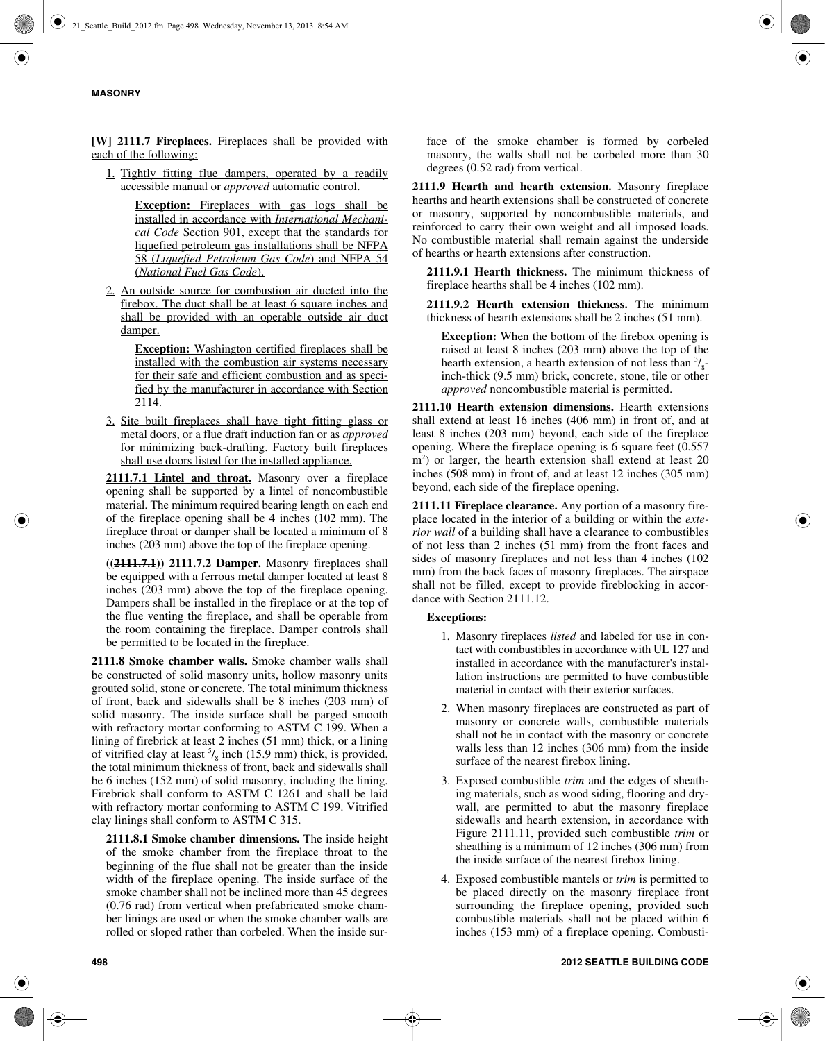**[W] 2111.7 Fireplaces.** Fireplaces shall be provided with each of the following:

1. Tightly fitting flue dampers, operated by a readily accessible manual or *approved* automatic control.

   **Exception:** Fireplaces with gas logs shall be installed in accordance with *International Mechanical Code* Section 901, except that the standards for liquefied petroleum gas installations shall be NFPA 58 (*Liquefied Petroleum Gas Code*) and NFPA 54 (*National Fuel Gas Code*).

2. An outside source for combustion air ducted into the firebox. The duct shall be at least 6 square inches and shall be provided with an operable outside air duct damper.

   **Exception:** Washington certified fireplaces shall be installed with the combustion air systems necessary for their safe and efficient combustion and as specified by the manufacturer in accordance with Section 2114.

3. Site built fireplaces shall have tight fitting glass or metal doors, or a flue draft induction fan or as *approved* for minimizing back-drafting. Factory built fireplaces shall use doors listed for the installed appliance.

**2111.7.1 Lintel and throat.** Masonry over a fireplace opening shall be supported by a lintel of noncombustible material. The minimum required bearing length on each end of the fireplace opening shall be 4 inches (102 mm). The fireplace throat or damper shall be located a minimum of 8 inches (203 mm) above the top of the fireplace opening.

**((~~2111.7.1~~)) 2111.7.2 Damper.** Masonry fireplaces shall be equipped with a ferrous metal damper located at least 8 inches (203 mm) above the top of the fireplace opening. Dampers shall be installed in the fireplace or at the top of the flue venting the fireplace, and shall be operable from the room containing the fireplace. Damper controls shall be permitted to be located in the fireplace.

**2111.8 Smoke chamber walls.** Smoke chamber walls shall be constructed of solid masonry units, hollow masonry units grouted solid, stone or concrete. The total minimum thickness of front, back and sidewalls shall be 8 inches (203 mm) of solid masonry. The inside surface shall be parged smooth with refractory mortar conforming to ASTM C 199. When a lining of firebrick at least 2 inches (51 mm) thick, or a lining of vitrified clay at least $^{5}/_{8}$ inch (15.9 mm) thick, is provided, the total minimum thickness of front, back and sidewalls shall be 6 inches (152 mm) of solid masonry, including the lining. Firebrick shall conform to ASTM C 1261 and shall be laid with refractory mortar conforming to ASTM C 199. Vitrified clay linings shall conform to ASTM C 315.

**2111.8.1 Smoke chamber dimensions.** The inside height of the smoke chamber from the fireplace throat to the beginning of the flue shall not be greater than the inside width of the fireplace opening. The inside surface of the smoke chamber shall not be inclined more than 45 degrees (0.76 rad) from vertical when prefabricated smoke chamber linings are used or when the smoke chamber walls are rolled or sloped rather than corbeled. When the inside surface of the smoke chamber is formed by corbeled masonry, the walls shall not be corbeled more than 30 degrees (0.52 rad) from vertical.

**2111.9 Hearth and hearth extension.** Masonry fireplace hearths and hearth extensions shall be constructed of concrete or masonry, supported by noncombustible materials, and reinforced to carry their own weight and all imposed loads. No combustible material shall remain against the underside of hearths or hearth extensions after construction.

**2111.9.1 Hearth thickness.** The minimum thickness of fireplace hearths shall be 4 inches (102 mm).

**2111.9.2 Hearth extension thickness.** The minimum thickness of hearth extensions shall be 2 inches (51 mm).

**Exception:** When the bottom of the firebox opening is raised at least 8 inches (203 mm) above the top of the hearth extension, a hearth extension of not less than $^{3}/_{8}$-inch-thick (9.5 mm) brick, concrete, stone, tile or other *approved* noncombustible material is permitted.

**2111.10 Hearth extension dimensions.** Hearth extensions shall extend at least 16 inches (406 mm) in front of, and at least 8 inches (203 mm) beyond, each side of the fireplace opening. Where the fireplace opening is 6 square feet (0.557 $m^2$) or larger, the hearth extension shall extend at least 20 inches (508 mm) in front of, and at least 12 inches (305 mm) beyond, each side of the fireplace opening.

**2111.11 Fireplace clearance.** Any portion of a masonry fireplace located in the interior of a building or within the *exterior wall* of a building shall have a clearance to combustibles of not less than 2 inches (51 mm) from the front faces and sides of masonry fireplaces and not less than 4 inches (102 mm) from the back faces of masonry fireplaces. The airspace shall not be filled, except to provide fireblocking in accordance with Section 2111.12.

**Exceptions:**

1. Masonry fireplaces *listed* and labeled for use in contact with combustibles in accordance with UL 127 and installed in accordance with the manufacturer's installation instructions are permitted to have combustible material in contact with their exterior surfaces.
2. When masonry fireplaces are constructed as part of masonry or concrete walls, combustible materials shall not be in contact with the masonry or concrete walls less than 12 inches (306 mm) from the inside surface of the nearest firebox lining.
3. Exposed combustible *trim* and the edges of sheathing materials, such as wood siding, flooring and drywall, are permitted to abut the masonry fireplace sidewalls and hearth extension, in accordance with Figure 2111.11, provided such combustible *trim* or sheathing is a minimum of 12 inches (306 mm) from the inside surface of the nearest firebox lining.
4. Exposed combustible mantels or *trim* is permitted to be placed directly on the masonry fireplace front surrounding the fireplace opening, provided such combustible materials shall not be placed within 6 inches (153 mm) of a fireplace opening. Combusti-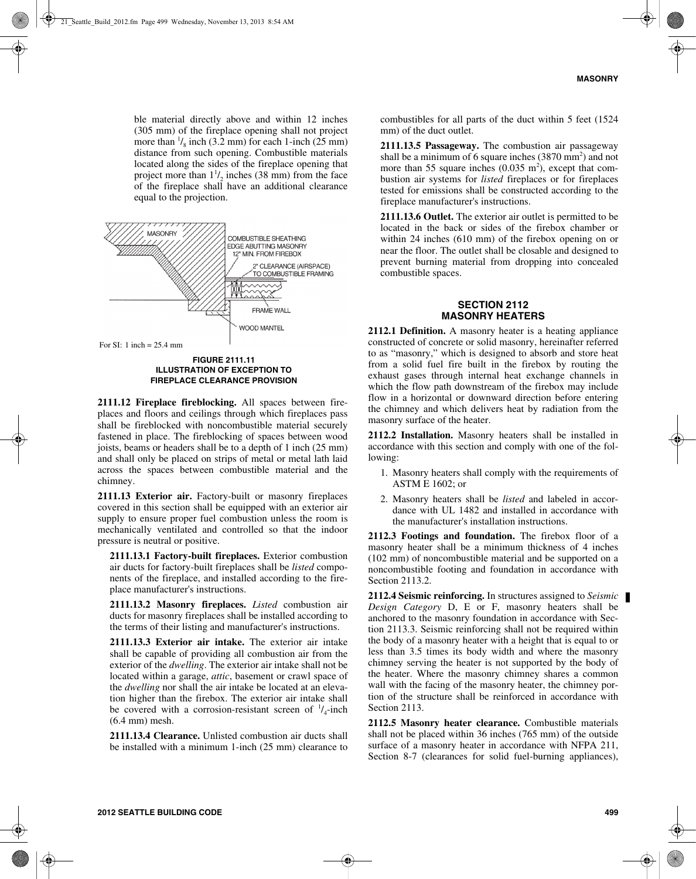ble material directly above and within 12 inches (305 mm) of the fireplace opening shall not project more than $^{1}/_{8}$ inch (3.2 mm) for each 1-inch (25 mm) distance from such opening. Combustible materials located along the sides of the fireplace opening that project more than $1^{1}/_{2}$ inches (38 mm) from the face of the fireplace shall have an additional clearance equal to the projection.

For SI: 1 inch = 25.4 mm

**FIGURE 2111.11**
**ILLUSTRATION OF EXCEPTION TO FIREPLACE CLEARANCE PROVISION**

**2111.12 Fireplace fireblocking.** All spaces between fireplaces and floors and ceilings through which fireplaces pass shall be fireblocked with noncombustible material securely fastened in place. The fireblocking of spaces between wood joists, beams or headers shall be to a depth of 1 inch (25 mm) and shall only be placed on strips of metal or metal lath laid across the spaces between combustible material and the chimney.

**2111.13 Exterior air.** Factory-built or masonry fireplaces covered in this section shall be equipped with an exterior air supply to ensure proper fuel combustion unless the room is mechanically ventilated and controlled so that the indoor pressure is neutral or positive.

**2111.13.1 Factory-built fireplaces.** Exterior combustion air ducts for factory-built fireplaces shall be *listed* components of the fireplace, and installed according to the fireplace manufacturer's instructions.

**2111.13.2 Masonry fireplaces.** *Listed* combustion air ducts for masonry fireplaces shall be installed according to the terms of their listing and manufacturer's instructions.

**2111.13.3 Exterior air intake.** The exterior air intake shall be capable of providing all combustion air from the exterior of the *dwelling*. The exterior air intake shall not be located within a garage, *attic*, basement or crawl space of the *dwelling* nor shall the air intake be located at an elevation higher than the firebox. The exterior air intake shall be covered with a corrosion-resistant screen of $^{1}/_{4}$-inch (6.4 mm) mesh.

**2111.13.4 Clearance.** Unlisted combustion air ducts shall be installed with a minimum 1-inch (25 mm) clearance to combustibles for all parts of the duct within 5 feet (1524 mm) of the duct outlet.

**2111.13.5 Passageway.** The combustion air passageway shall be a minimum of 6 square inches (3870 mm$^2$) and not more than 55 square inches (0.035 m$^2$), except that combustion air systems for *listed* fireplaces or for fireplaces tested for emissions shall be constructed according to the fireplace manufacturer's instructions.

**2111.13.6 Outlet.** The exterior air outlet is permitted to be located in the back or sides of the firebox chamber or within 24 inches (610 mm) of the firebox opening on or near the floor. The outlet shall be closable and designed to prevent burning material from dropping into concealed combustible spaces.

## SECTION 2112
## MASONRY HEATERS

**2112.1 Definition.** A masonry heater is a heating appliance constructed of concrete or solid masonry, hereinafter referred to as "masonry," which is designed to absorb and store heat from a solid fuel fire built in the firebox by routing the exhaust gases through internal heat exchange channels in which the flow path downstream of the firebox may include flow in a horizontal or downward direction before entering the chimney and which delivers heat by radiation from the masonry surface of the heater.

**2112.2 Installation.** Masonry heaters shall be installed in accordance with this section and comply with one of the following:

1. Masonry heaters shall comply with the requirements of ASTM E 1602; or
2. Masonry heaters shall be *listed* and labeled in accordance with UL 1482 and installed in accordance with the manufacturer's installation instructions.

**2112.3 Footings and foundation.** The firebox floor of a masonry heater shall be a minimum thickness of 4 inches (102 mm) of noncombustible material and be supported on a noncombustible footing and foundation in accordance with Section 2113.2.

**2112.4 Seismic reinforcing.** In structures assigned to *Seismic Design Category* D, E or F, masonry heaters shall be anchored to the masonry foundation in accordance with Section 2113.3. Seismic reinforcing shall not be required within the body of a masonry heater with a height that is equal to or less than 3.5 times its body width and where the masonry chimney serving the heater is not supported by the body of the heater. Where the masonry chimney shares a common wall with the facing of the masonry heater, the chimney portion of the structure shall be reinforced in accordance with Section 2113.

**2112.5 Masonry heater clearance.** Combustible materials shall not be placed within 36 inches (765 mm) of the outside surface of a masonry heater in accordance with NFPA 211, Section 8-7 (clearances for solid fuel-burning appliances),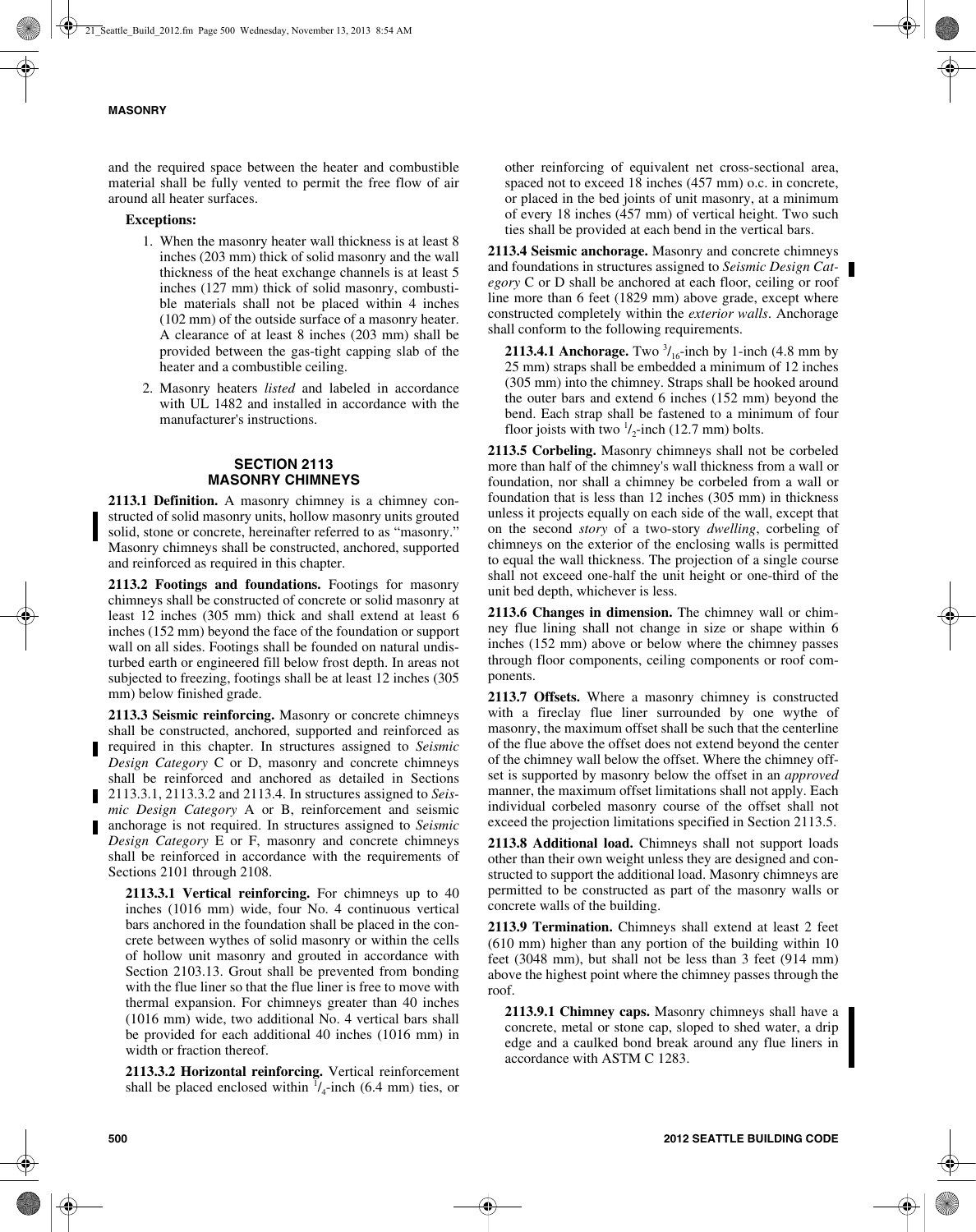and the required space between the heater and combustible material shall be fully vented to permit the free flow of air around all heater surfaces.

**Exceptions:**

1. When the masonry heater wall thickness is at least 8 inches (203 mm) thick of solid masonry and the wall thickness of the heat exchange channels is at least 5 inches (127 mm) thick of solid masonry, combustible materials shall not be placed within 4 inches (102 mm) of the outside surface of a masonry heater. A clearance of at least 8 inches (203 mm) shall be provided between the gas-tight capping slab of the heater and a combustible ceiling.
2. Masonry heaters *listed* and labeled in accordance with UL 1482 and installed in accordance with the manufacturer's instructions.

## SECTION 2113 MASONRY CHIMNEYS

**2113.1 Definition.** A masonry chimney is a chimney constructed of solid masonry units, hollow masonry units grouted solid, stone or concrete, hereinafter referred to as "masonry." Masonry chimneys shall be constructed, anchored, supported and reinforced as required in this chapter.

**2113.2 Footings and foundations.** Footings for masonry chimneys shall be constructed of concrete or solid masonry at least 12 inches (305 mm) thick and shall extend at least 6 inches (152 mm) beyond the face of the foundation or support wall on all sides. Footings shall be founded on natural undisturbed earth or engineered fill below frost depth. In areas not subjected to freezing, footings shall be at least 12 inches (305 mm) below finished grade.

**2113.3 Seismic reinforcing.** Masonry or concrete chimneys shall be constructed, anchored, supported and reinforced as required in this chapter. In structures assigned to *Seismic Design Category* C or D, masonry and concrete chimneys shall be reinforced and anchored as detailed in Sections 2113.3.1, 2113.3.2 and 2113.4. In structures assigned to *Seismic Design Category* A or B, reinforcement and seismic anchorage is not required. In structures assigned to *Seismic Design Category* E or F, masonry and concrete chimneys shall be reinforced in accordance with the requirements of Sections 2101 through 2108.

**2113.3.1 Vertical reinforcing.** For chimneys up to 40 inches (1016 mm) wide, four No. 4 continuous vertical bars anchored in the foundation shall be placed in the concrete between wythes of solid masonry or within the cells of hollow unit masonry and grouted in accordance with Section 2103.13. Grout shall be prevented from bonding with the flue liner so that the flue liner is free to move with thermal expansion. For chimneys greater than 40 inches (1016 mm) wide, two additional No. 4 vertical bars shall be provided for each additional 40 inches (1016 mm) in width or fraction thereof.

**2113.3.2 Horizontal reinforcing.** Vertical reinforcement shall be placed enclosed within $^1/_4$-inch (6.4 mm) ties, or other reinforcing of equivalent net cross-sectional area, spaced not to exceed 18 inches (457 mm) o.c. in concrete, or placed in the bed joints of unit masonry, at a minimum of every 18 inches (457 mm) of vertical height. Two such ties shall be provided at each bend in the vertical bars.

**2113.4 Seismic anchorage.** Masonry and concrete chimneys and foundations in structures assigned to *Seismic Design Category* C or D shall be anchored at each floor, ceiling or roof line more than 6 feet (1829 mm) above grade, except where constructed completely within the *exterior walls*. Anchorage shall conform to the following requirements.

**2113.4.1 Anchorage.** Two $^3/_{16}$-inch by 1-inch (4.8 mm by 25 mm) straps shall be embedded a minimum of 12 inches (305 mm) into the chimney. Straps shall be hooked around the outer bars and extend 6 inches (152 mm) beyond the bend. Each strap shall be fastened to a minimum of four floor joists with two $^1/_2$-inch (12.7 mm) bolts.

**2113.5 Corbeling.** Masonry chimneys shall not be corbeled more than half of the chimney's wall thickness from a wall or foundation, nor shall a chimney be corbeled from a wall or foundation that is less than 12 inches (305 mm) in thickness unless it projects equally on each side of the wall, except that on the second *story* of a two-story *dwelling*, corbeling of chimneys on the exterior of the enclosing walls is permitted to equal the wall thickness. The projection of a single course shall not exceed one-half the unit height or one-third of the unit bed depth, whichever is less.

**2113.6 Changes in dimension.** The chimney wall or chimney flue lining shall not change in size or shape within 6 inches (152 mm) above or below where the chimney passes through floor components, ceiling components or roof components.

**2113.7 Offsets.** Where a masonry chimney is constructed with a fireclay flue liner surrounded by one wythe of masonry, the maximum offset shall be such that the centerline of the flue above the offset does not extend beyond the center of the chimney wall below the offset. Where the chimney offset is supported by masonry below the offset in an *approved* manner, the maximum offset limitations shall not apply. Each individual corbeled masonry course of the offset shall not exceed the projection limitations specified in Section 2113.5.

**2113.8 Additional load.** Chimneys shall not support loads other than their own weight unless they are designed and constructed to support the additional load. Masonry chimneys are permitted to be constructed as part of the masonry walls or concrete walls of the building.

**2113.9 Termination.** Chimneys shall extend at least 2 feet (610 mm) higher than any portion of the building within 10 feet (3048 mm), but shall not be less than 3 feet (914 mm) above the highest point where the chimney passes through the roof.

**2113.9.1 Chimney caps.** Masonry chimneys shall have a concrete, metal or stone cap, sloped to shed water, a drip edge and a caulked bond break around any flue liners in accordance with ASTM C 1283.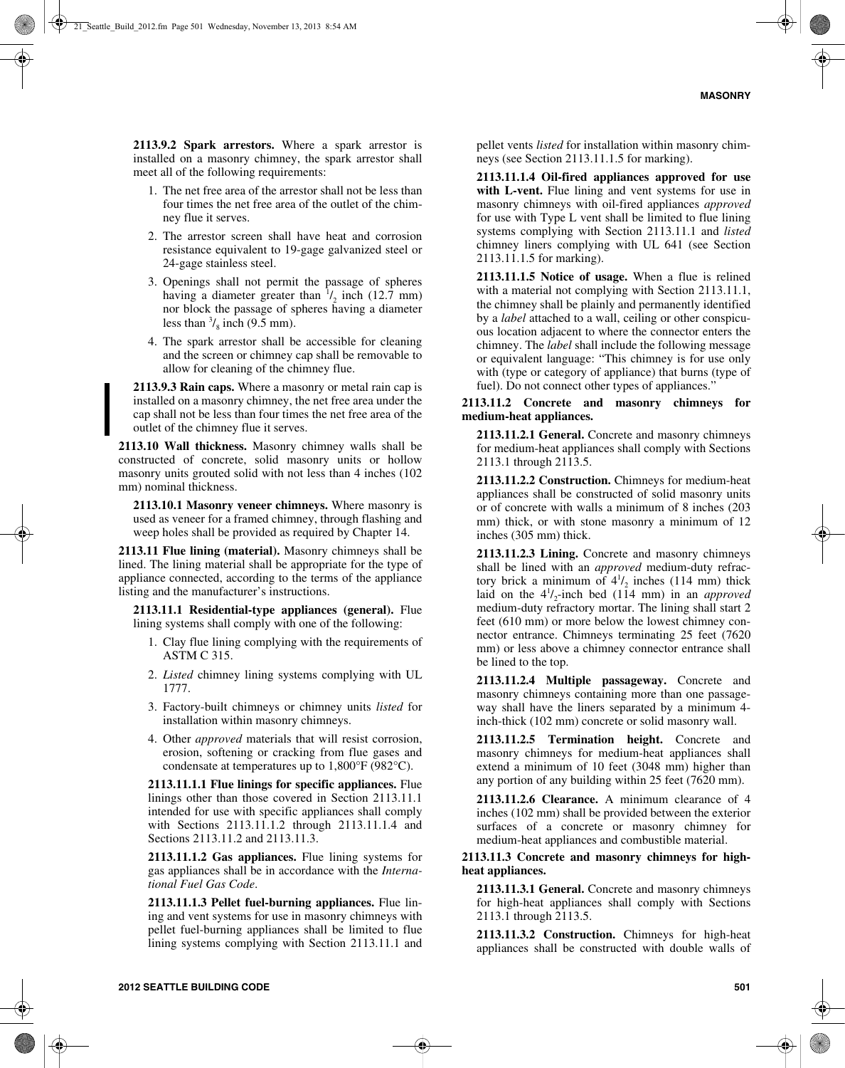**2113.9.2 Spark arrestors.** Where a spark arrestor is installed on a masonry chimney, the spark arrestor shall meet all of the following requirements:

1. The net free area of the arrestor shall not be less than four times the net free area of the outlet of the chimney flue it serves.
2. The arrestor screen shall have heat and corrosion resistance equivalent to 19-gage galvanized steel or 24-gage stainless steel.
3. Openings shall not permit the passage of spheres having a diameter greater than $^1/_2$ inch (12.7 mm) nor block the passage of spheres having a diameter less than $^3/_8$ inch (9.5 mm).
4. The spark arrestor shall be accessible for cleaning and the screen or chimney cap shall be removable to allow for cleaning of the chimney flue.

**2113.9.3 Rain caps.** Where a masonry or metal rain cap is installed on a masonry chimney, the net free area under the cap shall not be less than four times the net free area of the outlet of the chimney flue it serves.

**2113.10 Wall thickness.** Masonry chimney walls shall be constructed of concrete, solid masonry units or hollow masonry units grouted solid with not less than 4 inches (102 mm) nominal thickness.

**2113.10.1 Masonry veneer chimneys.** Where masonry is used as veneer for a framed chimney, through flashing and weep holes shall be provided as required by Chapter 14.

**2113.11 Flue lining (material).** Masonry chimneys shall be lined. The lining material shall be appropriate for the type of appliance connected, according to the terms of the appliance listing and the manufacturer's instructions.

**2113.11.1 Residential-type appliances (general).** Flue lining systems shall comply with one of the following:

1. Clay flue lining complying with the requirements of ASTM C 315.
2. *Listed* chimney lining systems complying with UL 1777.
3. Factory-built chimneys or chimney units *listed* for installation within masonry chimneys.
4. Other *approved* materials that will resist corrosion, erosion, softening or cracking from flue gases and condensate at temperatures up to 1,800°F (982°C).

**2113.11.1.1 Flue linings for specific appliances.** Flue linings other than those covered in Section 2113.11.1 intended for use with specific appliances shall comply with Sections 2113.11.1.2 through 2113.11.1.4 and Sections 2113.11.2 and 2113.11.3.

**2113.11.1.2 Gas appliances.** Flue lining systems for gas appliances shall be in accordance with the *International Fuel Gas Code*.

**2113.11.1.3 Pellet fuel-burning appliances.** Flue lining and vent systems for use in masonry chimneys with pellet fuel-burning appliances shall be limited to flue lining systems complying with Section 2113.11.1 and pellet vents *listed* for installation within masonry chimneys (see Section 2113.11.1.5 for marking).

**2113.11.1.4 Oil-fired appliances approved for use with L-vent.** Flue lining and vent systems for use in masonry chimneys with oil-fired appliances *approved* for use with Type L vent shall be limited to flue lining systems complying with Section 2113.11.1 and *listed* chimney liners complying with UL 641 (see Section 2113.11.1.5 for marking).

**2113.11.1.5 Notice of usage.** When a flue is relined with a material not complying with Section 2113.11.1, the chimney shall be plainly and permanently identified by a *label* attached to a wall, ceiling or other conspicuous location adjacent to where the connector enters the chimney. The *label* shall include the following message or equivalent language: "This chimney is for use only with (type or category of appliance) that burns (type of fuel). Do not connect other types of appliances."

**2113.11.2 Concrete and masonry chimneys for medium-heat appliances.**

**2113.11.2.1 General.** Concrete and masonry chimneys for medium-heat appliances shall comply with Sections 2113.1 through 2113.5.

**2113.11.2.2 Construction.** Chimneys for medium-heat appliances shall be constructed of solid masonry units or of concrete with walls a minimum of 8 inches (203 mm) thick, or with stone masonry a minimum of 12 inches (305 mm) thick.

**2113.11.2.3 Lining.** Concrete and masonry chimneys shall be lined with an *approved* medium-duty refractory brick a minimum of $4^1/_2$ inches (114 mm) thick laid on the $4^1/_2$-inch bed (114 mm) in an *approved* medium-duty refractory mortar. The lining shall start 2 feet (610 mm) or more below the lowest chimney connector entrance. Chimneys terminating 25 feet (7620 mm) or less above a chimney connector entrance shall be lined to the top.

**2113.11.2.4 Multiple passageway.** Concrete and masonry chimneys containing more than one passageway shall have the liners separated by a minimum 4-inch-thick (102 mm) concrete or solid masonry wall.

**2113.11.2.5 Termination height.** Concrete and masonry chimneys for medium-heat appliances shall extend a minimum of 10 feet (3048 mm) higher than any portion of any building within 25 feet (7620 mm).

**2113.11.2.6 Clearance.** A minimum clearance of 4 inches (102 mm) shall be provided between the exterior surfaces of a concrete or masonry chimney for medium-heat appliances and combustible material.

**2113.11.3 Concrete and masonry chimneys for high-heat appliances.**

**2113.11.3.1 General.** Concrete and masonry chimneys for high-heat appliances shall comply with Sections 2113.1 through 2113.5.

**2113.11.3.2 Construction.** Chimneys for high-heat appliances shall be constructed with double walls of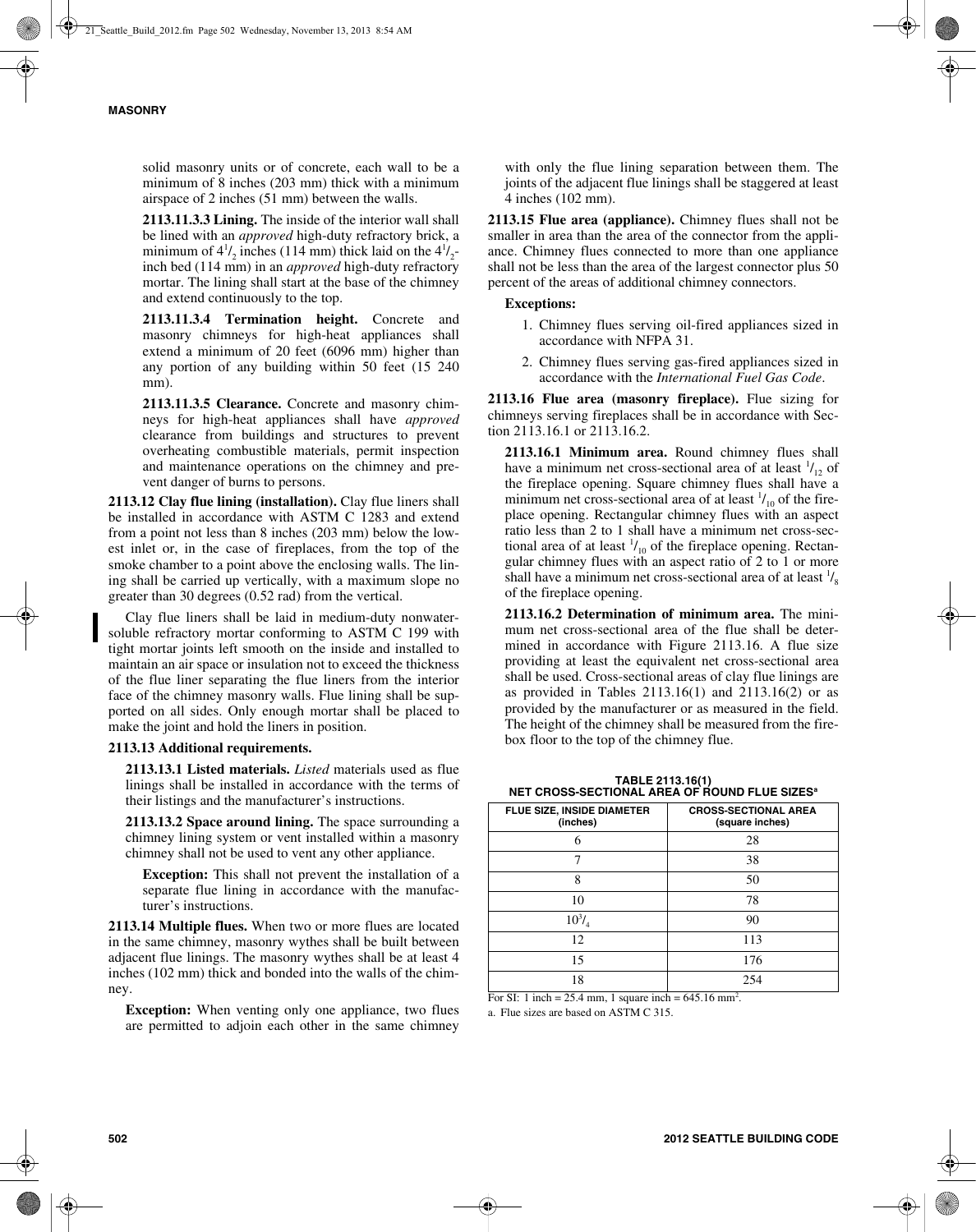solid masonry units or of concrete, each wall to be a minimum of 8 inches (203 mm) thick with a minimum airspace of 2 inches (51 mm) between the walls.

**2113.11.3.3 Lining.** The inside of the interior wall shall be lined with an *approved* high-duty refractory brick, a minimum of $4^1/_2$ inches (114 mm) thick laid on the $4^1/_2$-inch bed (114 mm) in an *approved* high-duty refractory mortar. The lining shall start at the base of the chimney and extend continuously to the top.

**2113.11.3.4 Termination height.** Concrete and masonry chimneys for high-heat appliances shall extend a minimum of 20 feet (6096 mm) higher than any portion of any building within 50 feet (15 240 mm).

**2113.11.3.5 Clearance.** Concrete and masonry chimneys for high-heat appliances shall have *approved* clearance from buildings and structures to prevent overheating combustible materials, permit inspection and maintenance operations on the chimney and prevent danger of burns to persons.

**2113.12 Clay flue lining (installation).** Clay flue liners shall be installed in accordance with ASTM C 1283 and extend from a point not less than 8 inches (203 mm) below the lowest inlet or, in the case of fireplaces, from the top of the smoke chamber to a point above the enclosing walls. The lining shall be carried up vertically, with a maximum slope no greater than 30 degrees (0.52 rad) from the vertical.

Clay flue liners shall be laid in medium-duty nonwater-soluble refractory mortar conforming to ASTM C 199 with tight mortar joints left smooth on the inside and installed to maintain an air space or insulation not to exceed the thickness of the flue liner separating the flue liners from the interior face of the chimney masonry walls. Flue lining shall be supported on all sides. Only enough mortar shall be placed to make the joint and hold the liners in position.

**2113.13 Additional requirements.**

**2113.13.1 Listed materials.** *Listed* materials used as flue linings shall be installed in accordance with the terms of their listings and the manufacturer's instructions.

**2113.13.2 Space around lining.** The space surrounding a chimney lining system or vent installed within a masonry chimney shall not be used to vent any other appliance.

**Exception:** This shall not prevent the installation of a separate flue lining in accordance with the manufacturer's instructions.

**2113.14 Multiple flues.** When two or more flues are located in the same chimney, masonry wythes shall be built between adjacent flue linings. The masonry wythes shall be at least 4 inches (102 mm) thick and bonded into the walls of the chimney.

**Exception:** When venting only one appliance, two flues are permitted to adjoin each other in the same chimney with only the flue lining separation between them. The joints of the adjacent flue linings shall be staggered at least 4 inches (102 mm).

**2113.15 Flue area (appliance).** Chimney flues shall not be smaller in area than the area of the connector from the appliance. Chimney flues connected to more than one appliance shall not be less than the area of the largest connector plus 50 percent of the areas of additional chimney connectors.

**Exceptions:**

1. Chimney flues serving oil-fired appliances sized in accordance with NFPA 31.
2. Chimney flues serving gas-fired appliances sized in accordance with the *International Fuel Gas Code*.

**2113.16 Flue area (masonry fireplace).** Flue sizing for chimneys serving fireplaces shall be in accordance with Section 2113.16.1 or 2113.16.2.

**2113.16.1 Minimum area.** Round chimney flues shall have a minimum net cross-sectional area of at least $^1/_{12}$ of the fireplace opening. Square chimney flues shall have a minimum net cross-sectional area of at least $^1/_{10}$ of the fireplace opening. Rectangular chimney flues with an aspect ratio less than 2 to 1 shall have a minimum net cross-sectional area of at least $^1/_{10}$ of the fireplace opening. Rectangular chimney flues with an aspect ratio of 2 to 1 or more shall have a minimum net cross-sectional area of at least $^1/_8$ of the fireplace opening.

**2113.16.2 Determination of minimum area.** The minimum net cross-sectional area of the flue shall be determined in accordance with Figure 2113.16. A flue size providing at least the equivalent net cross-sectional area shall be used. Cross-sectional areas of clay flue linings are as provided in Tables 2113.16(1) and 2113.16(2) or as provided by the manufacturer or as measured in the field. The height of the chimney shall be measured from the firebox floor to the top of the chimney flue.

**TABLE 2113.16(1)**
**NET CROSS-SECTIONAL AREA OF ROUND FLUE SIZES[a]**

| FLUE SIZE, INSIDE DIAMETER (inches) | CROSS-SECTIONAL AREA (square inches) |
|---|---|
| 6 | 28 |
| 7 | 38 |
| 8 | 50 |
| 10 | 78 |
| $10^3/_4$ | 90 |
| 12 | 113 |
| 15 | 176 |
| 18 | 254 |

For SI: 1 inch = 25.4 mm, 1 square inch = 645.16 mm$^2$.

a. Flue sizes are based on ASTM C 315.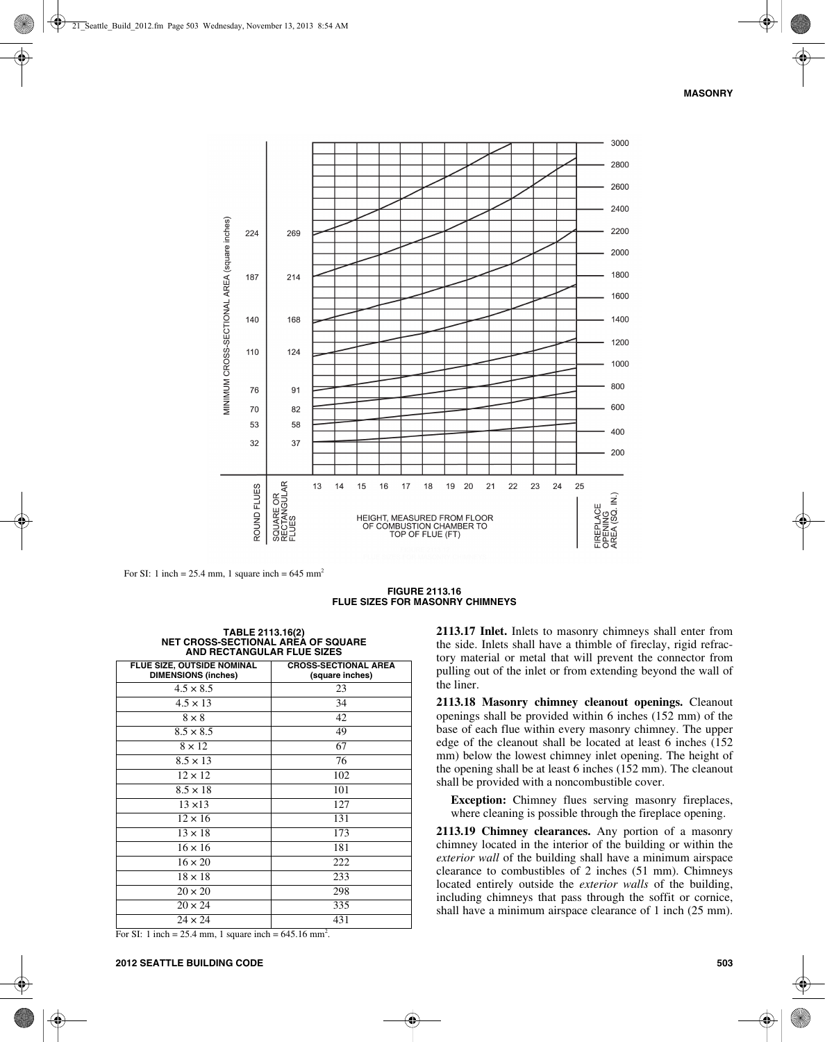For SI: 1 inch = 25.4 mm, 1 square inch = 645 mm²

**FIGURE 2113.16**
**FLUE SIZES FOR MASONRY CHIMNEYS**

**TABLE 2113.16(2)**
**NET CROSS-SECTIONAL AREA OF SQUARE AND RECTANGULAR FLUE SIZES**

| FLUE SIZE, OUTSIDE NOMINAL DIMENSIONS (inches) | CROSS-SECTIONAL AREA (square inches) |
|---|---|
| 4.5 × 8.5 | 23 |
| 4.5 × 13 | 34 |
| 8 × 8 | 42 |
| 8.5 × 8.5 | 49 |
| 8 × 12 | 67 |
| 8.5 × 13 | 76 |
| 12 × 12 | 102 |
| 8.5 × 18 | 101 |
| 13 ×13 | 127 |
| 12 × 16 | 131 |
| 13 × 18 | 173 |
| 16 × 16 | 181 |
| 16 × 20 | 222 |
| 18 × 18 | 233 |
| 20 × 20 | 298 |
| 20 × 24 | 335 |
| 24 × 24 | 431 |

For SI: 1 inch = 25.4 mm, 1 square inch = 645.16 mm².

**2113.17 Inlet.** Inlets to masonry chimneys shall enter from the side. Inlets shall have a thimble of fireclay, rigid refractory material or metal that will prevent the connector from pulling out of the inlet or from extending beyond the wall of the liner.

**2113.18 Masonry chimney cleanout openings.** Cleanout openings shall be provided within 6 inches (152 mm) of the base of each flue within every masonry chimney. The upper edge of the cleanout shall be located at least 6 inches (152 mm) below the lowest chimney inlet opening. The height of the opening shall be at least 6 inches (152 mm). The cleanout shall be provided with a noncombustible cover.

**Exception:** Chimney flues serving masonry fireplaces, where cleaning is possible through the fireplace opening.

**2113.19 Chimney clearances.** Any portion of a masonry chimney located in the interior of the building or within the *exterior wall* of the building shall have a minimum airspace clearance to combustibles of 2 inches (51 mm). Chimneys located entirely outside the *exterior walls* of the building, including chimneys that pass through the soffit or cornice, shall have a minimum airspace clearance of 1 inch (25 mm).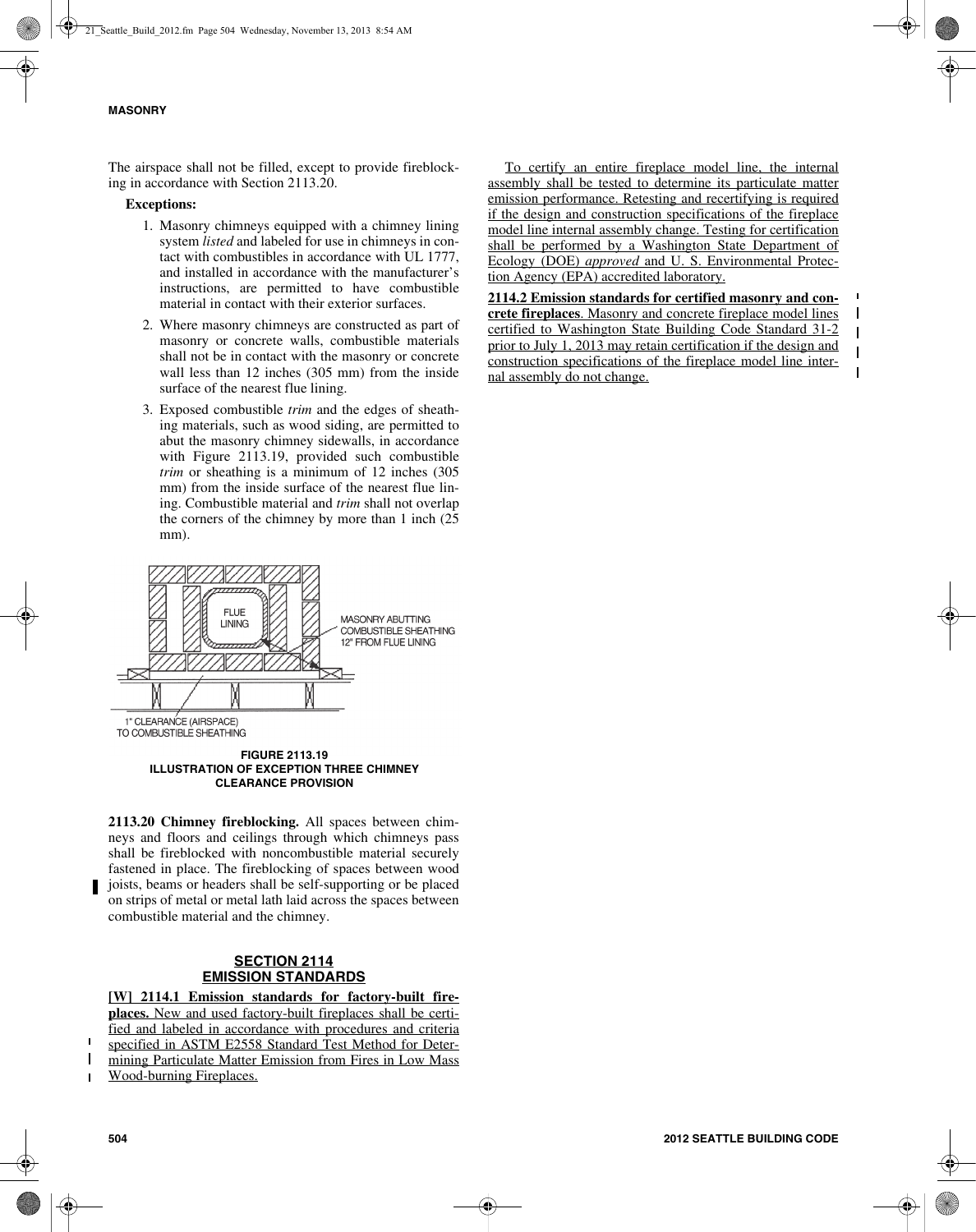The airspace shall not be filled, except to provide fireblocking in accordance with Section 2113.20.

**Exceptions:**

1. Masonry chimneys equipped with a chimney lining system *listed* and labeled for use in chimneys in contact with combustibles in accordance with UL 1777, and installed in accordance with the manufacturer's instructions, are permitted to have combustible material in contact with their exterior surfaces.
2. Where masonry chimneys are constructed as part of masonry or concrete walls, combustible materials shall not be in contact with the masonry or concrete wall less than 12 inches (305 mm) from the inside surface of the nearest flue lining.
3. Exposed combustible *trim* and the edges of sheathing materials, such as wood siding, are permitted to abut the masonry chimney sidewalls, in accordance with Figure 2113.19, provided such combustible *trim* or sheathing is a minimum of 12 inches (305 mm) from the inside surface of the nearest flue lining. Combustible material and *trim* shall not overlap the corners of the chimney by more than 1 inch (25 mm).

FLUE LINING

MASONRY ABUTTING COMBUSTIBLE SHEATHING 12" FROM FLUE LINING

1" CLEARANCE (AIRSPACE) TO COMBUSTIBLE SHEATHING

**FIGURE 2113.19**
**ILLUSTRATION OF EXCEPTION THREE CHIMNEY CLEARANCE PROVISION**

**2113.20 Chimney fireblocking.** All spaces between chimneys and floors and ceilings through which chimneys pass shall be fireblocked with noncombustible material securely fastened in place. The fireblocking of spaces between wood joists, beams or headers shall be self-supporting or be placed on strips of metal or metal lath laid across the spaces between combustible material and the chimney.

## SECTION 2114
## EMISSION STANDARDS

**[W] 2114.1 Emission standards for factory-built fireplaces.** New and used factory-built fireplaces shall be certified and labeled in accordance with procedures and criteria specified in ASTM E2558 Standard Test Method for Determining Particulate Matter Emission from Fires in Low Mass Wood-burning Fireplaces.

To certify an entire fireplace model line, the internal assembly shall be tested to determine its particulate matter emission performance. Retesting and recertifying is required if the design and construction specifications of the fireplace model line internal assembly change. Testing for certification shall be performed by a Washington State Department of Ecology (DOE) *approved* and U. S. Environmental Protection Agency (EPA) accredited laboratory.

**2114.2 Emission standards for certified masonry and concrete fireplaces**. Masonry and concrete fireplace model lines certified to Washington State Building Code Standard 31-2 prior to July 1, 2013 may retain certification if the design and construction specifications of the fireplace model line internal assembly do not change.